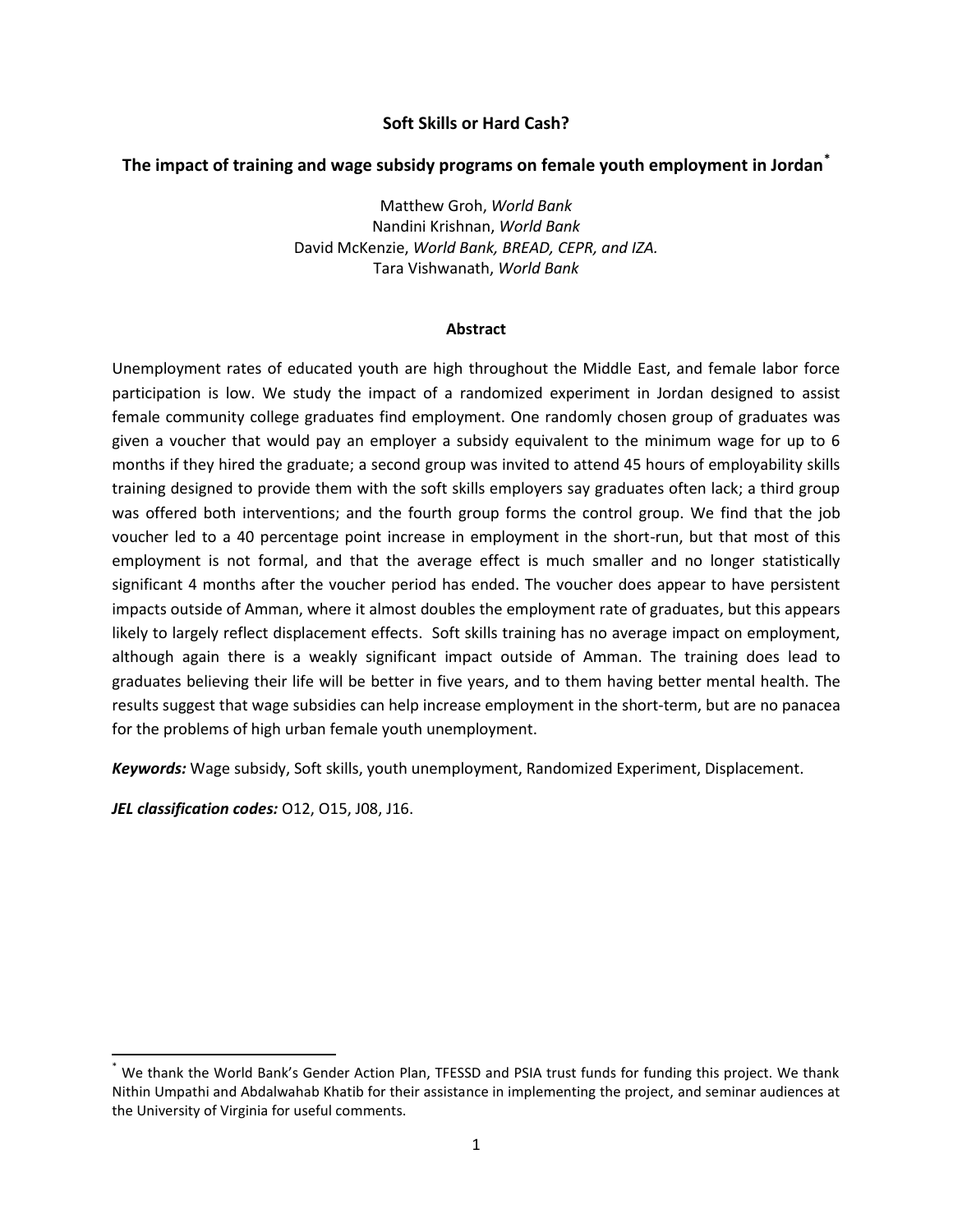# Soft Skills or Hard Cash?

## The impact of training and wage subsidy programs on female youth employment in Jordan[*]

Matthew Groh, *World Bank*
Nandini Krishnan, *World Bank*
David McKenzie, *World Bank, BREAD, CEPR, and IZA.*
Tara Vishwanath, *World Bank*

### Abstract

Unemployment rates of educated youth are high throughout the Middle East, and female labor force participation is low. We study the impact of a randomized experiment in Jordan designed to assist female community college graduates find employment. One randomly chosen group of graduates was given a voucher that would pay an employer a subsidy equivalent to the minimum wage for up to 6 months if they hired the graduate; a second group was invited to attend 45 hours of employability skills training designed to provide them with the soft skills employers say graduates often lack; a third group was offered both interventions; and the fourth group forms the control group. We find that the job voucher led to a 40 percentage point increase in employment in the short-run, but that most of this employment is not formal, and that the average effect is much smaller and no longer statistically significant 4 months after the voucher period has ended. The voucher does appear to have persistent impacts outside of Amman, where it almost doubles the employment rate of graduates, but this appears likely to largely reflect displacement effects. Soft skills training has no average impact on employment, although again there is a weakly significant impact outside of Amman. The training does lead to graduates believing their life will be better in five years, and to them having better mental health. The results suggest that wage subsidies can help increase employment in the short-term, but are no panacea for the problems of high urban female youth unemployment.

***Keywords:*** Wage subsidy, Soft skills, youth unemployment, Randomized Experiment, Displacement.

***JEL classification codes:*** O12, O15, J08, J16.

---

[*] We thank the World Bank's Gender Action Plan, TFESSD and PSIA trust funds for funding this project. We thank Nithin Umpathi and Abdalwahab Khatib for their assistance in implementing the project, and seminar audiences at the University of Virginia for useful comments.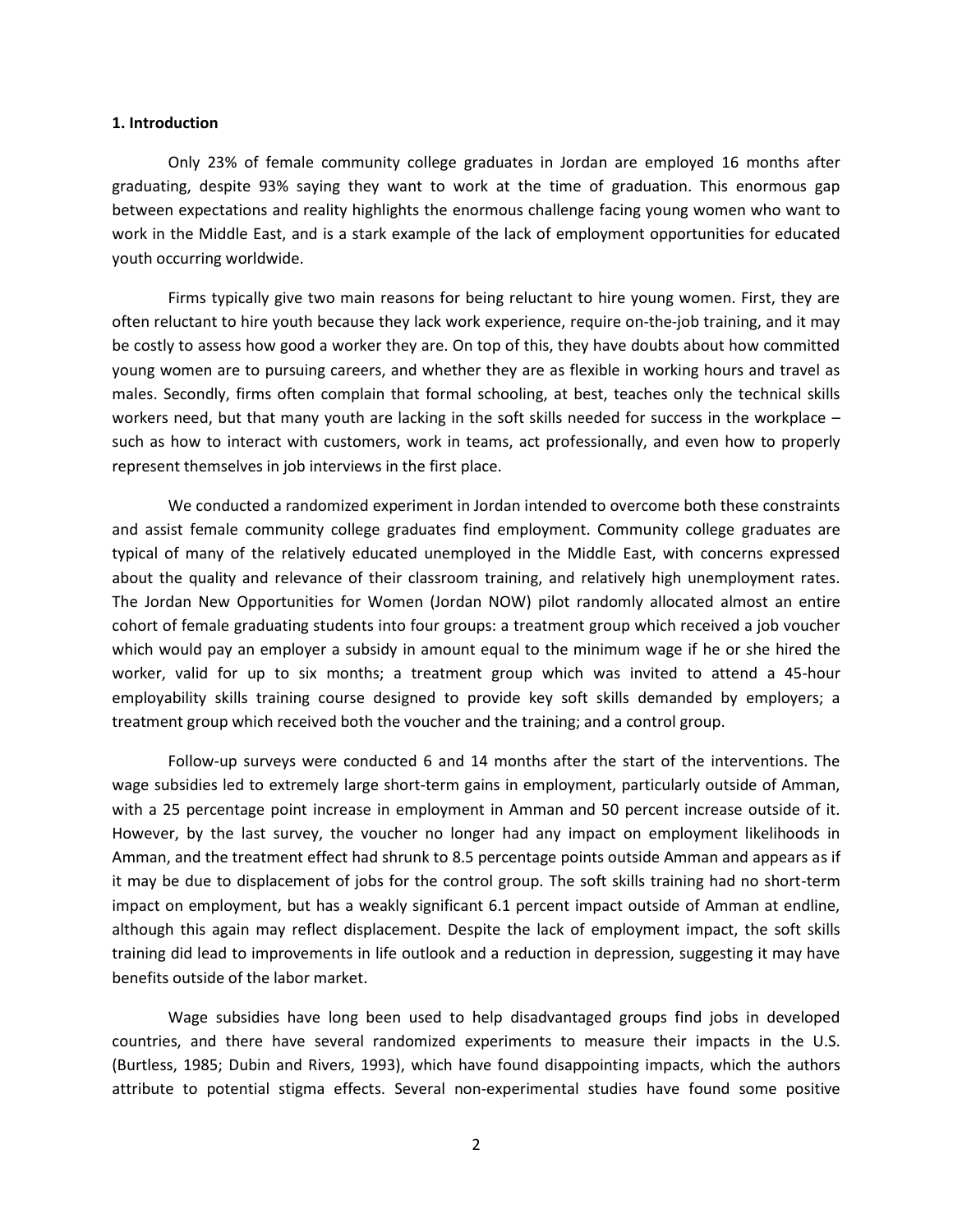**1. Introduction**

Only 23% of female community college graduates in Jordan are employed 16 months after graduating, despite 93% saying they want to work at the time of graduation. This enormous gap between expectations and reality highlights the enormous challenge facing young women who want to work in the Middle East, and is a stark example of the lack of employment opportunities for educated youth occurring worldwide.

Firms typically give two main reasons for being reluctant to hire young women. First, they are often reluctant to hire youth because they lack work experience, require on-the-job training, and it may be costly to assess how good a worker they are. On top of this, they have doubts about how committed young women are to pursuing careers, and whether they are as flexible in working hours and travel as males. Secondly, firms often complain that formal schooling, at best, teaches only the technical skills workers need, but that many youth are lacking in the soft skills needed for success in the workplace – such as how to interact with customers, work in teams, act professionally, and even how to properly represent themselves in job interviews in the first place.

We conducted a randomized experiment in Jordan intended to overcome both these constraints and assist female community college graduates find employment. Community college graduates are typical of many of the relatively educated unemployed in the Middle East, with concerns expressed about the quality and relevance of their classroom training, and relatively high unemployment rates. The Jordan New Opportunities for Women (Jordan NOW) pilot randomly allocated almost an entire cohort of female graduating students into four groups: a treatment group which received a job voucher which would pay an employer a subsidy in amount equal to the minimum wage if he or she hired the worker, valid for up to six months; a treatment group which was invited to attend a 45-hour employability skills training course designed to provide key soft skills demanded by employers; a treatment group which received both the voucher and the training; and a control group.

Follow-up surveys were conducted 6 and 14 months after the start of the interventions. The wage subsidies led to extremely large short-term gains in employment, particularly outside of Amman, with a 25 percentage point increase in employment in Amman and 50 percent increase outside of it. However, by the last survey, the voucher no longer had any impact on employment likelihoods in Amman, and the treatment effect had shrunk to 8.5 percentage points outside Amman and appears as if it may be due to displacement of jobs for the control group. The soft skills training had no short-term impact on employment, but has a weakly significant 6.1 percent impact outside of Amman at endline, although this again may reflect displacement. Despite the lack of employment impact, the soft skills training did lead to improvements in life outlook and a reduction in depression, suggesting it may have benefits outside of the labor market.

Wage subsidies have long been used to help disadvantaged groups find jobs in developed countries, and there have several randomized experiments to measure their impacts in the U.S. (Burtless, 1985; Dubin and Rivers, 1993), which have found disappointing impacts, which the authors attribute to potential stigma effects. Several non-experimental studies have found some positive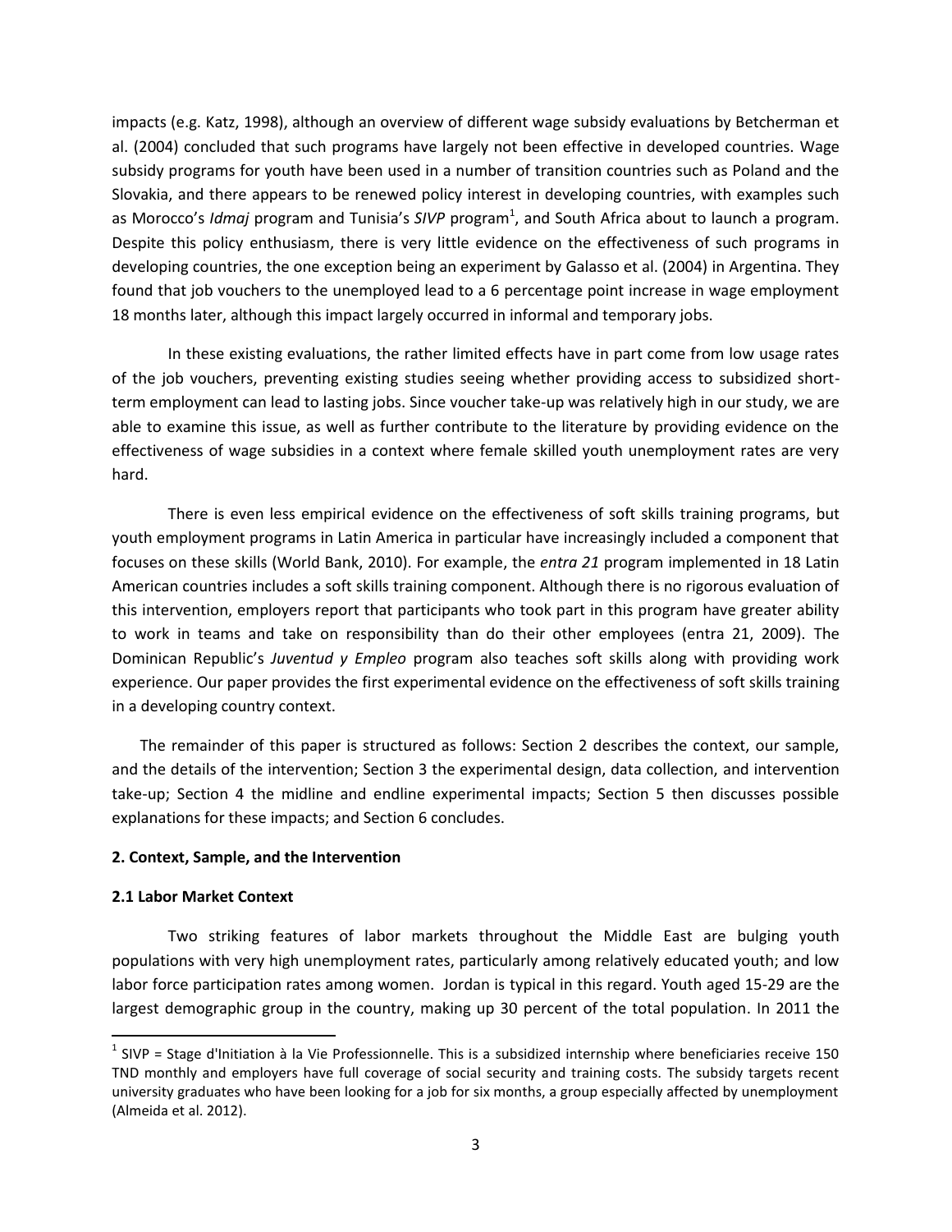impacts (e.g. Katz, 1998), although an overview of different wage subsidy evaluations by Betcherman et al. (2004) concluded that such programs have largely not been effective in developed countries. Wage subsidy programs for youth have been used in a number of transition countries such as Poland and the Slovakia, and there appears to be renewed policy interest in developing countries, with examples such as Morocco's *Idmaj* program and Tunisia's *SIVP* program[1], and South Africa about to launch a program. Despite this policy enthusiasm, there is very little evidence on the effectiveness of such programs in developing countries, the one exception being an experiment by Galasso et al. (2004) in Argentina. They found that job vouchers to the unemployed lead to a 6 percentage point increase in wage employment 18 months later, although this impact largely occurred in informal and temporary jobs.

In these existing evaluations, the rather limited effects have in part come from low usage rates of the job vouchers, preventing existing studies seeing whether providing access to subsidized short-term employment can lead to lasting jobs. Since voucher take-up was relatively high in our study, we are able to examine this issue, as well as further contribute to the literature by providing evidence on the effectiveness of wage subsidies in a context where female skilled youth unemployment rates are very hard.

There is even less empirical evidence on the effectiveness of soft skills training programs, but youth employment programs in Latin America in particular have increasingly included a component that focuses on these skills (World Bank, 2010). For example, the *entra 21* program implemented in 18 Latin American countries includes a soft skills training component. Although there is no rigorous evaluation of this intervention, employers report that participants who took part in this program have greater ability to work in teams and take on responsibility than do their other employees (entra 21, 2009). The Dominican Republic's *Juventud y Empleo* program also teaches soft skills along with providing work experience. Our paper provides the first experimental evidence on the effectiveness of soft skills training in a developing country context.

The remainder of this paper is structured as follows: Section 2 describes the context, our sample, and the details of the intervention; Section 3 the experimental design, data collection, and intervention take-up; Section 4 the midline and endline experimental impacts; Section 5 then discusses possible explanations for these impacts; and Section 6 concludes.

## 2. Context, Sample, and the Intervention

### 2.1 Labor Market Context

Two striking features of labor markets throughout the Middle East are bulging youth populations with very high unemployment rates, particularly among relatively educated youth; and low labor force participation rates among women. Jordan is typical in this regard. Youth aged 15-29 are the largest demographic group in the country, making up 30 percent of the total population. In 2011 the

[1] SIVP = Stage d'Initiation à la Vie Professionnelle. This is a subsidized internship where beneficiaries receive 150 TND monthly and employers have full coverage of social security and training costs. The subsidy targets recent university graduates who have been looking for a job for six months, a group especially affected by unemployment (Almeida et al. 2012).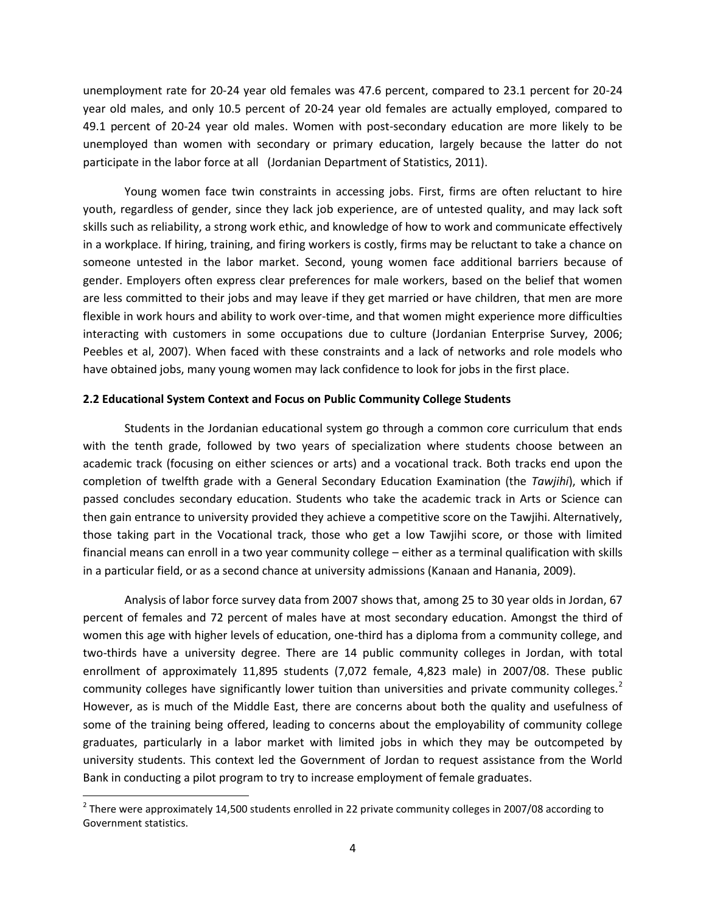unemployment rate for 20-24 year old females was 47.6 percent, compared to 23.1 percent for 20-24 year old males, and only 10.5 percent of 20-24 year old females are actually employed, compared to 49.1 percent of 20-24 year old males. Women with post-secondary education are more likely to be unemployed than women with secondary or primary education, largely because the latter do not participate in the labor force at all (Jordanian Department of Statistics, 2011).

Young women face twin constraints in accessing jobs. First, firms are often reluctant to hire youth, regardless of gender, since they lack job experience, are of untested quality, and may lack soft skills such as reliability, a strong work ethic, and knowledge of how to work and communicate effectively in a workplace. If hiring, training, and firing workers is costly, firms may be reluctant to take a chance on someone untested in the labor market. Second, young women face additional barriers because of gender. Employers often express clear preferences for male workers, based on the belief that women are less committed to their jobs and may leave if they get married or have children, that men are more flexible in work hours and ability to work over-time, and that women might experience more difficulties interacting with customers in some occupations due to culture (Jordanian Enterprise Survey, 2006; Peebles et al, 2007). When faced with these constraints and a lack of networks and role models who have obtained jobs, many young women may lack confidence to look for jobs in the first place.

### 2.2 Educational System Context and Focus on Public Community College Students

Students in the Jordanian educational system go through a common core curriculum that ends with the tenth grade, followed by two years of specialization where students choose between an academic track (focusing on either sciences or arts) and a vocational track. Both tracks end upon the completion of twelfth grade with a General Secondary Education Examination (the *Tawjihi*), which if passed concludes secondary education. Students who take the academic track in Arts or Science can then gain entrance to university provided they achieve a competitive score on the Tawjihi. Alternatively, those taking part in the Vocational track, those who get a low Tawjihi score, or those with limited financial means can enroll in a two year community college – either as a terminal qualification with skills in a particular field, or as a second chance at university admissions (Kanaan and Hanania, 2009).

Analysis of labor force survey data from 2007 shows that, among 25 to 30 year olds in Jordan, 67 percent of females and 72 percent of males have at most secondary education. Amongst the third of women this age with higher levels of education, one-third has a diploma from a community college, and two-thirds have a university degree. There are 14 public community colleges in Jordan, with total enrollment of approximately 11,895 students (7,072 female, 4,823 male) in 2007/08. These public community colleges have significantly lower tuition than universities and private community colleges.[2] However, as is much of the Middle East, there are concerns about both the quality and usefulness of some of the training being offered, leading to concerns about the employability of community college graduates, particularly in a labor market with limited jobs in which they may be outcompeted by university students. This context led the Government of Jordan to request assistance from the World Bank in conducting a pilot program to try to increase employment of female graduates.

[2] There were approximately 14,500 students enrolled in 22 private community colleges in 2007/08 according to Government statistics.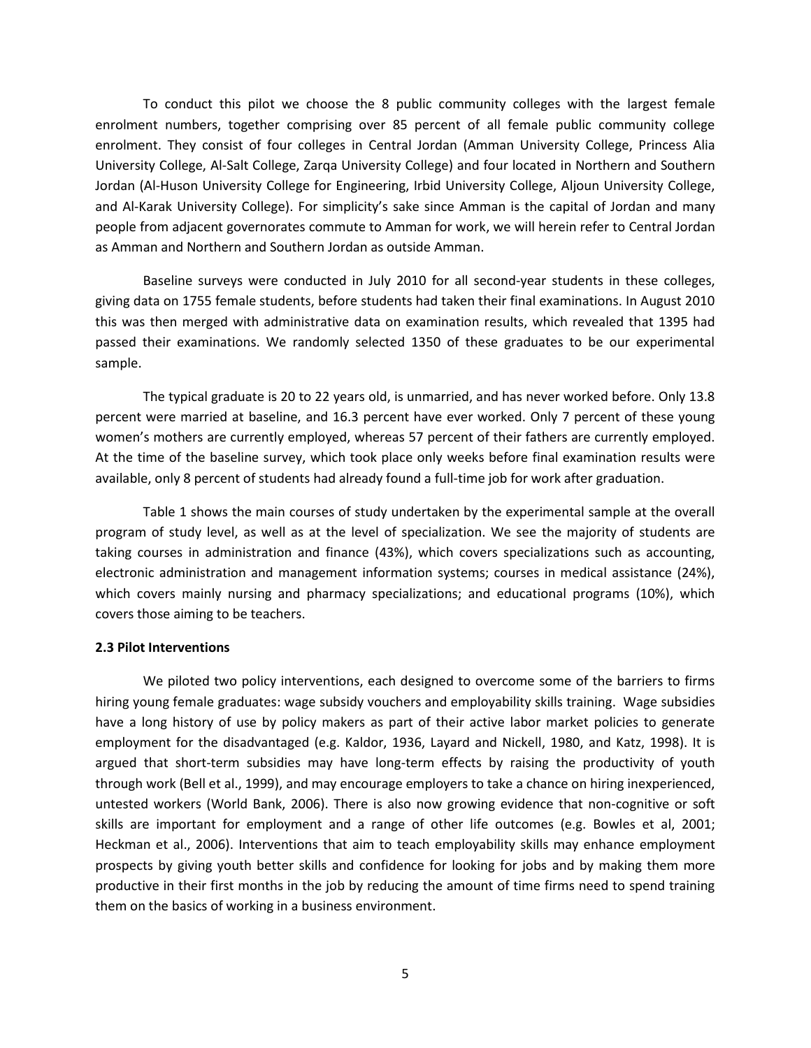To conduct this pilot we choose the 8 public community colleges with the largest female enrolment numbers, together comprising over 85 percent of all female public community college enrolment. They consist of four colleges in Central Jordan (Amman University College, Princess Alia University College, Al-Salt College, Zarqa University College) and four located in Northern and Southern Jordan (Al-Huson University College for Engineering, Irbid University College, Aljoun University College, and Al-Karak University College). For simplicity's sake since Amman is the capital of Jordan and many people from adjacent governorates commute to Amman for work, we will herein refer to Central Jordan as Amman and Northern and Southern Jordan as outside Amman.

Baseline surveys were conducted in July 2010 for all second-year students in these colleges, giving data on 1755 female students, before students had taken their final examinations. In August 2010 this was then merged with administrative data on examination results, which revealed that 1395 had passed their examinations. We randomly selected 1350 of these graduates to be our experimental sample.

The typical graduate is 20 to 22 years old, is unmarried, and has never worked before. Only 13.8 percent were married at baseline, and 16.3 percent have ever worked. Only 7 percent of these young women's mothers are currently employed, whereas 57 percent of their fathers are currently employed. At the time of the baseline survey, which took place only weeks before final examination results were available, only 8 percent of students had already found a full-time job for work after graduation.

Table 1 shows the main courses of study undertaken by the experimental sample at the overall program of study level, as well as at the level of specialization. We see the majority of students are taking courses in administration and finance (43%), which covers specializations such as accounting, electronic administration and management information systems; courses in medical assistance (24%), which covers mainly nursing and pharmacy specializations; and educational programs (10%), which covers those aiming to be teachers.

### 2.3 Pilot Interventions

We piloted two policy interventions, each designed to overcome some of the barriers to firms hiring young female graduates: wage subsidy vouchers and employability skills training. Wage subsidies have a long history of use by policy makers as part of their active labor market policies to generate employment for the disadvantaged (e.g. Kaldor, 1936, Layard and Nickell, 1980, and Katz, 1998). It is argued that short-term subsidies may have long-term effects by raising the productivity of youth through work (Bell et al., 1999), and may encourage employers to take a chance on hiring inexperienced, untested workers (World Bank, 2006). There is also now growing evidence that non-cognitive or soft skills are important for employment and a range of other life outcomes (e.g. Bowles et al, 2001; Heckman et al., 2006). Interventions that aim to teach employability skills may enhance employment prospects by giving youth better skills and confidence for looking for jobs and by making them more productive in their first months in the job by reducing the amount of time firms need to spend training them on the basics of working in a business environment.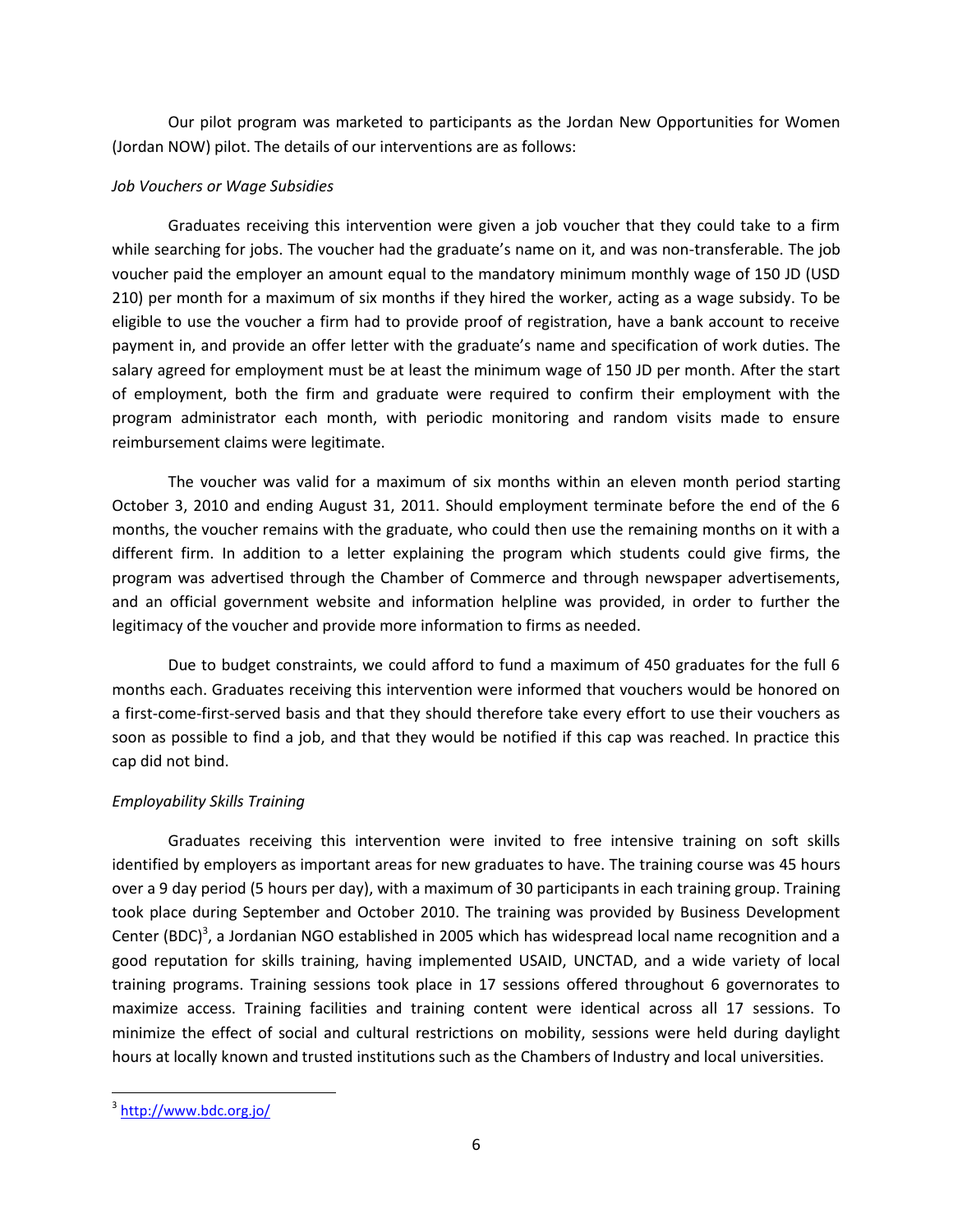Our pilot program was marketed to participants as the Jordan New Opportunities for Women (Jordan NOW) pilot. The details of our interventions are as follows:

*Job Vouchers or Wage Subsidies*

Graduates receiving this intervention were given a job voucher that they could take to a firm while searching for jobs. The voucher had the graduate's name on it, and was non-transferable. The job voucher paid the employer an amount equal to the mandatory minimum monthly wage of 150 JD (USD 210) per month for a maximum of six months if they hired the worker, acting as a wage subsidy. To be eligible to use the voucher a firm had to provide proof of registration, have a bank account to receive payment in, and provide an offer letter with the graduate's name and specification of work duties. The salary agreed for employment must be at least the minimum wage of 150 JD per month. After the start of employment, both the firm and graduate were required to confirm their employment with the program administrator each month, with periodic monitoring and random visits made to ensure reimbursement claims were legitimate.

The voucher was valid for a maximum of six months within an eleven month period starting October 3, 2010 and ending August 31, 2011. Should employment terminate before the end of the 6 months, the voucher remains with the graduate, who could then use the remaining months on it with a different firm. In addition to a letter explaining the program which students could give firms, the program was advertised through the Chamber of Commerce and through newspaper advertisements, and an official government website and information helpline was provided, in order to further the legitimacy of the voucher and provide more information to firms as needed.

Due to budget constraints, we could afford to fund a maximum of 450 graduates for the full 6 months each. Graduates receiving this intervention were informed that vouchers would be honored on a first-come-first-served basis and that they should therefore take every effort to use their vouchers as soon as possible to find a job, and that they would be notified if this cap was reached. In practice this cap did not bind.

*Employability Skills Training*

Graduates receiving this intervention were invited to free intensive training on soft skills identified by employers as important areas for new graduates to have. The training course was 45 hours over a 9 day period (5 hours per day), with a maximum of 30 participants in each training group. Training took place during September and October 2010. The training was provided by Business Development Center (BDC)[3], a Jordanian NGO established in 2005 which has widespread local name recognition and a good reputation for skills training, having implemented USAID, UNCTAD, and a wide variety of local training programs. Training sessions took place in 17 sessions offered throughout 6 governorates to maximize access. Training facilities and training content were identical across all 17 sessions. To minimize the effect of social and cultural restrictions on mobility, sessions were held during daylight hours at locally known and trusted institutions such as the Chambers of Industry and local universities.

[3] http://www.bdc.org.jo/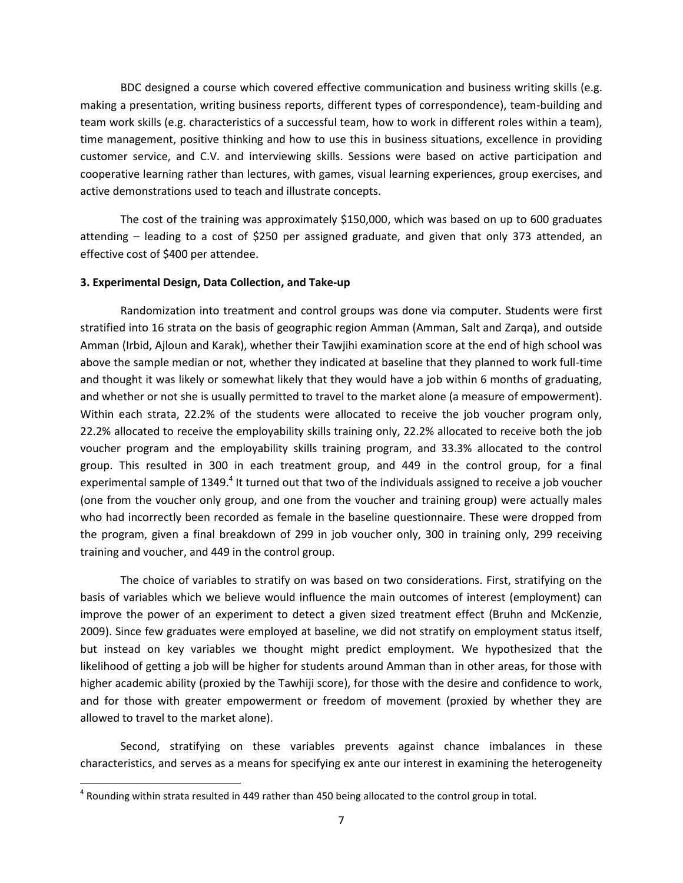BDC designed a course which covered effective communication and business writing skills (e.g. making a presentation, writing business reports, different types of correspondence), team-building and team work skills (e.g. characteristics of a successful team, how to work in different roles within a team), time management, positive thinking and how to use this in business situations, excellence in providing customer service, and C.V. and interviewing skills. Sessions were based on active participation and cooperative learning rather than lectures, with games, visual learning experiences, group exercises, and active demonstrations used to teach and illustrate concepts.

The cost of the training was approximately $150,000, which was based on up to 600 graduates attending – leading to a cost of $250 per assigned graduate, and given that only 373 attended, an effective cost of $400 per attendee.

**3. Experimental Design, Data Collection, and Take-up**

Randomization into treatment and control groups was done via computer. Students were first stratified into 16 strata on the basis of geographic region Amman (Amman, Salt and Zarqa), and outside Amman (Irbid, Ajloun and Karak), whether their Tawjihi examination score at the end of high school was above the sample median or not, whether they indicated at baseline that they planned to work full-time and thought it was likely or somewhat likely that they would have a job within 6 months of graduating, and whether or not she is usually permitted to travel to the market alone (a measure of empowerment). Within each strata, 22.2% of the students were allocated to receive the job voucher program only, 22.2% allocated to receive the employability skills training only, 22.2% allocated to receive both the job voucher program and the employability skills training program, and 33.3% allocated to the control group. This resulted in 300 in each treatment group, and 449 in the control group, for a final experimental sample of 1349.[4] It turned out that two of the individuals assigned to receive a job voucher (one from the voucher only group, and one from the voucher and training group) were actually males who had incorrectly been recorded as female in the baseline questionnaire. These were dropped from the program, given a final breakdown of 299 in job voucher only, 300 in training only, 299 receiving training and voucher, and 449 in the control group.

The choice of variables to stratify on was based on two considerations. First, stratifying on the basis of variables which we believe would influence the main outcomes of interest (employment) can improve the power of an experiment to detect a given sized treatment effect (Bruhn and McKenzie, 2009). Since few graduates were employed at baseline, we did not stratify on employment status itself, but instead on key variables we thought might predict employment. We hypothesized that the likelihood of getting a job will be higher for students around Amman than in other areas, for those with higher academic ability (proxied by the Tawhiji score), for those with the desire and confidence to work, and for those with greater empowerment or freedom of movement (proxied by whether they are allowed to travel to the market alone).

Second, stratifying on these variables prevents against chance imbalances in these characteristics, and serves as a means for specifying ex ante our interest in examining the heterogeneity

[4] Rounding within strata resulted in 449 rather than 450 being allocated to the control group in total.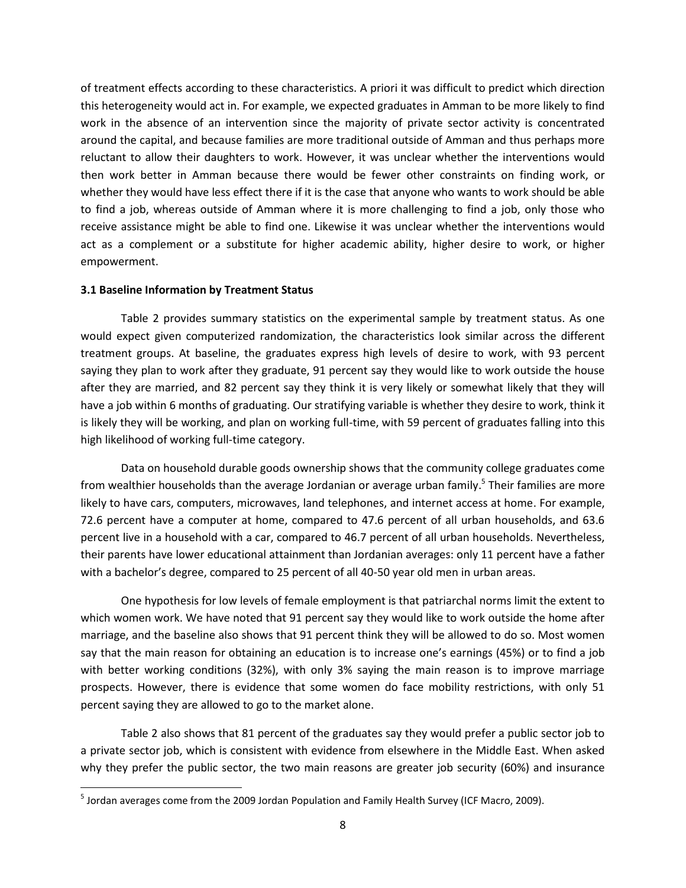of treatment effects according to these characteristics. A priori it was difficult to predict which direction this heterogeneity would act in. For example, we expected graduates in Amman to be more likely to find work in the absence of an intervention since the majority of private sector activity is concentrated around the capital, and because families are more traditional outside of Amman and thus perhaps more reluctant to allow their daughters to work. However, it was unclear whether the interventions would then work better in Amman because there would be fewer other constraints on finding work, or whether they would have less effect there if it is the case that anyone who wants to work should be able to find a job, whereas outside of Amman where it is more challenging to find a job, only those who receive assistance might be able to find one. Likewise it was unclear whether the interventions would act as a complement or a substitute for higher academic ability, higher desire to work, or higher empowerment.

### 3.1 Baseline Information by Treatment Status

Table 2 provides summary statistics on the experimental sample by treatment status. As one would expect given computerized randomization, the characteristics look similar across the different treatment groups. At baseline, the graduates express high levels of desire to work, with 93 percent saying they plan to work after they graduate, 91 percent say they would like to work outside the house after they are married, and 82 percent say they think it is very likely or somewhat likely that they will have a job within 6 months of graduating. Our stratifying variable is whether they desire to work, think it is likely they will be working, and plan on working full-time, with 59 percent of graduates falling into this high likelihood of working full-time category.

Data on household durable goods ownership shows that the community college graduates come from wealthier households than the average Jordanian or average urban family.[5] Their families are more likely to have cars, computers, microwaves, land telephones, and internet access at home. For example, 72.6 percent have a computer at home, compared to 47.6 percent of all urban households, and 63.6 percent live in a household with a car, compared to 46.7 percent of all urban households. Nevertheless, their parents have lower educational attainment than Jordanian averages: only 11 percent have a father with a bachelor's degree, compared to 25 percent of all 40-50 year old men in urban areas.

One hypothesis for low levels of female employment is that patriarchal norms limit the extent to which women work. We have noted that 91 percent say they would like to work outside the home after marriage, and the baseline also shows that 91 percent think they will be allowed to do so. Most women say that the main reason for obtaining an education is to increase one's earnings (45%) or to find a job with better working conditions (32%), with only 3% saying the main reason is to improve marriage prospects. However, there is evidence that some women do face mobility restrictions, with only 51 percent saying they are allowed to go to the market alone.

Table 2 also shows that 81 percent of the graduates say they would prefer a public sector job to a private sector job, which is consistent with evidence from elsewhere in the Middle East. When asked why they prefer the public sector, the two main reasons are greater job security (60%) and insurance

[5] Jordan averages come from the 2009 Jordan Population and Family Health Survey (ICF Macro, 2009).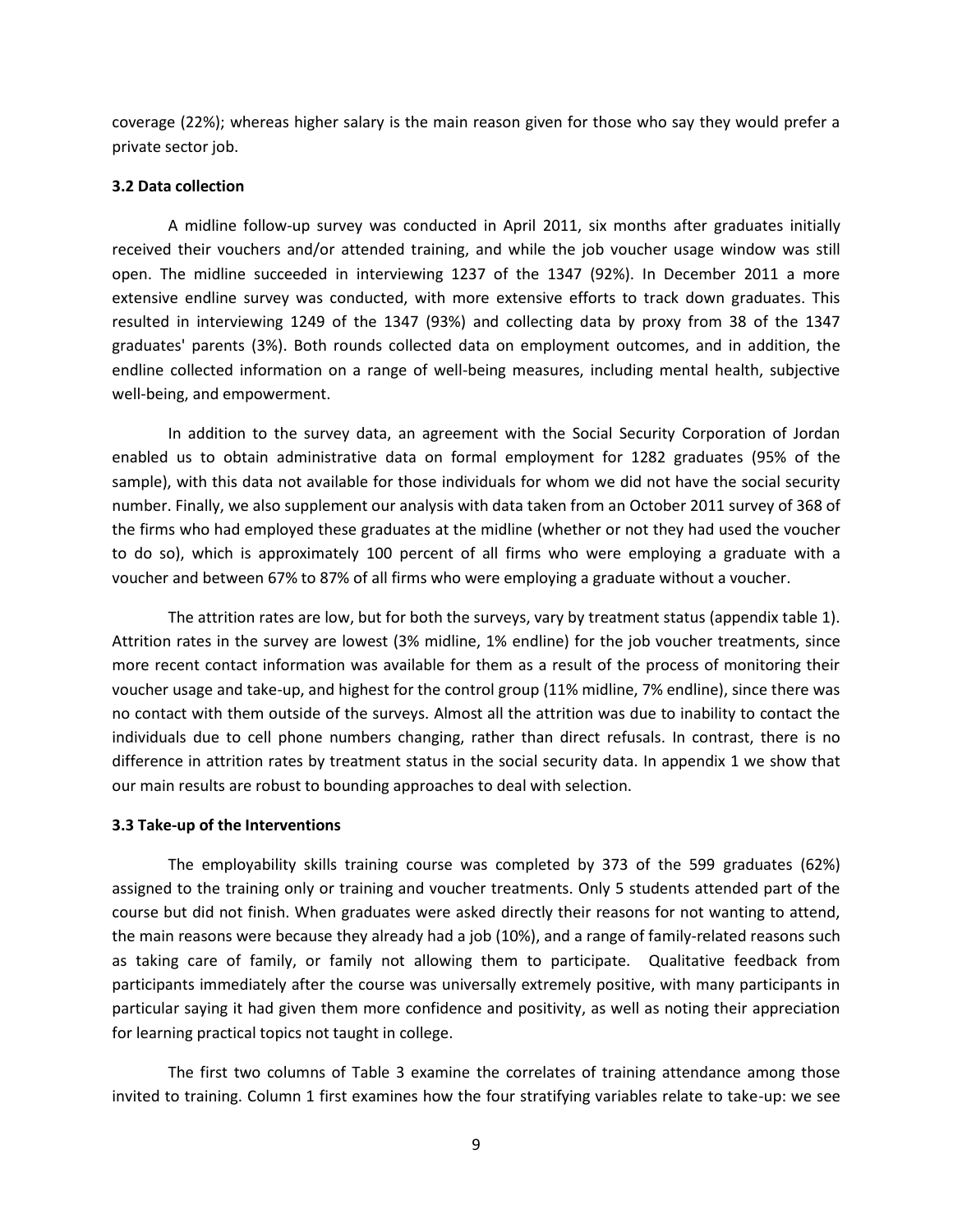coverage (22%); whereas higher salary is the main reason given for those who say they would prefer a private sector job.

### 3.2 Data collection

A midline follow-up survey was conducted in April 2011, six months after graduates initially received their vouchers and/or attended training, and while the job voucher usage window was still open. The midline succeeded in interviewing 1237 of the 1347 (92%). In December 2011 a more extensive endline survey was conducted, with more extensive efforts to track down graduates. This resulted in interviewing 1249 of the 1347 (93%) and collecting data by proxy from 38 of the 1347 graduates' parents (3%). Both rounds collected data on employment outcomes, and in addition, the endline collected information on a range of well-being measures, including mental health, subjective well-being, and empowerment.

In addition to the survey data, an agreement with the Social Security Corporation of Jordan enabled us to obtain administrative data on formal employment for 1282 graduates (95% of the sample), with this data not available for those individuals for whom we did not have the social security number. Finally, we also supplement our analysis with data taken from an October 2011 survey of 368 of the firms who had employed these graduates at the midline (whether or not they had used the voucher to do so), which is approximately 100 percent of all firms who were employing a graduate with a voucher and between 67% to 87% of all firms who were employing a graduate without a voucher.

The attrition rates are low, but for both the surveys, vary by treatment status (appendix table 1). Attrition rates in the survey are lowest (3% midline, 1% endline) for the job voucher treatments, since more recent contact information was available for them as a result of the process of monitoring their voucher usage and take-up, and highest for the control group (11% midline, 7% endline), since there was no contact with them outside of the surveys. Almost all the attrition was due to inability to contact the individuals due to cell phone numbers changing, rather than direct refusals. In contrast, there is no difference in attrition rates by treatment status in the social security data. In appendix 1 we show that our main results are robust to bounding approaches to deal with selection.

### 3.3 Take-up of the Interventions

The employability skills training course was completed by 373 of the 599 graduates (62%) assigned to the training only or training and voucher treatments. Only 5 students attended part of the course but did not finish. When graduates were asked directly their reasons for not wanting to attend, the main reasons were because they already had a job (10%), and a range of family-related reasons such as taking care of family, or family not allowing them to participate. Qualitative feedback from participants immediately after the course was universally extremely positive, with many participants in particular saying it had given them more confidence and positivity, as well as noting their appreciation for learning practical topics not taught in college.

The first two columns of Table 3 examine the correlates of training attendance among those invited to training. Column 1 first examines how the four stratifying variables relate to take-up: we see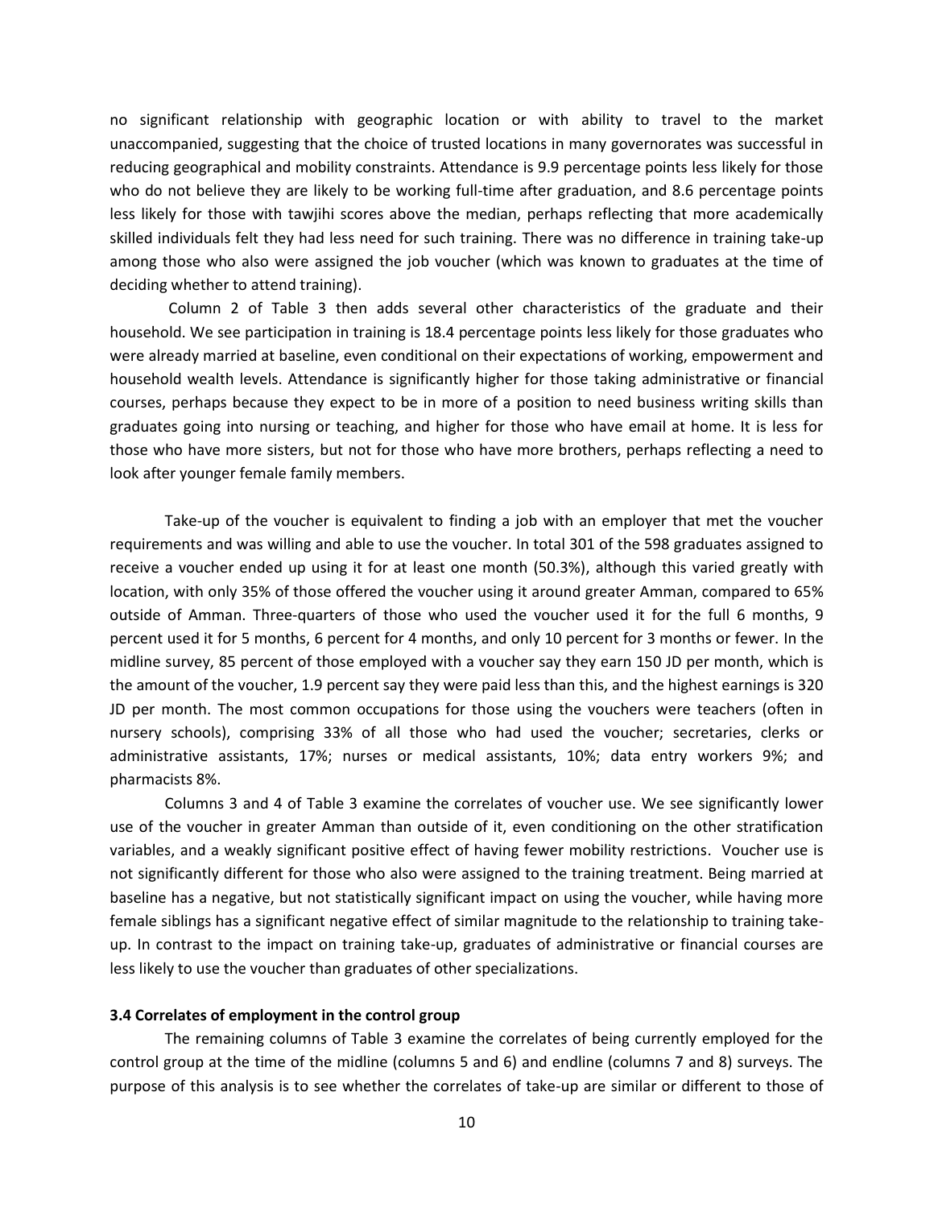no significant relationship with geographic location or with ability to travel to the market unaccompanied, suggesting that the choice of trusted locations in many governorates was successful in reducing geographical and mobility constraints. Attendance is 9.9 percentage points less likely for those who do not believe they are likely to be working full-time after graduation, and 8.6 percentage points less likely for those with tawjihi scores above the median, perhaps reflecting that more academically skilled individuals felt they had less need for such training. There was no difference in training take-up among those who also were assigned the job voucher (which was known to graduates at the time of deciding whether to attend training).

Column 2 of Table 3 then adds several other characteristics of the graduate and their household. We see participation in training is 18.4 percentage points less likely for those graduates who were already married at baseline, even conditional on their expectations of working, empowerment and household wealth levels. Attendance is significantly higher for those taking administrative or financial courses, perhaps because they expect to be in more of a position to need business writing skills than graduates going into nursing or teaching, and higher for those who have email at home. It is less for those who have more sisters, but not for those who have more brothers, perhaps reflecting a need to look after younger female family members.

Take-up of the voucher is equivalent to finding a job with an employer that met the voucher requirements and was willing and able to use the voucher. In total 301 of the 598 graduates assigned to receive a voucher ended up using it for at least one month (50.3%), although this varied greatly with location, with only 35% of those offered the voucher using it around greater Amman, compared to 65% outside of Amman. Three-quarters of those who used the voucher used it for the full 6 months, 9 percent used it for 5 months, 6 percent for 4 months, and only 10 percent for 3 months or fewer. In the midline survey, 85 percent of those employed with a voucher say they earn 150 JD per month, which is the amount of the voucher, 1.9 percent say they were paid less than this, and the highest earnings is 320 JD per month. The most common occupations for those using the vouchers were teachers (often in nursery schools), comprising 33% of all those who had used the voucher; secretaries, clerks or administrative assistants, 17%; nurses or medical assistants, 10%; data entry workers 9%; and pharmacists 8%.

Columns 3 and 4 of Table 3 examine the correlates of voucher use. We see significantly lower use of the voucher in greater Amman than outside of it, even conditioning on the other stratification variables, and a weakly significant positive effect of having fewer mobility restrictions. Voucher use is not significantly different for those who also were assigned to the training treatment. Being married at baseline has a negative, but not statistically significant impact on using the voucher, while having more female siblings has a significant negative effect of similar magnitude to the relationship to training take-up. In contrast to the impact on training take-up, graduates of administrative or financial courses are less likely to use the voucher than graduates of other specializations.

### 3.4 Correlates of employment in the control group

The remaining columns of Table 3 examine the correlates of being currently employed for the control group at the time of the midline (columns 5 and 6) and endline (columns 7 and 8) surveys. The purpose of this analysis is to see whether the correlates of take-up are similar or different to those of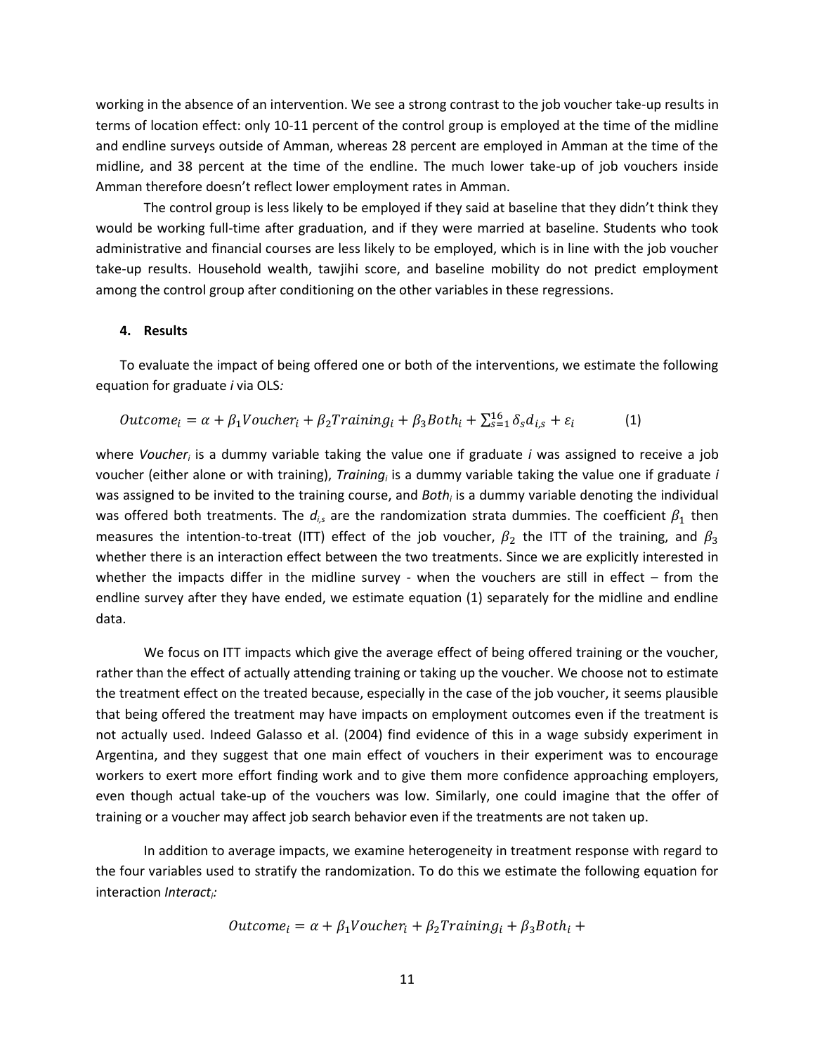working in the absence of an intervention. We see a strong contrast to the job voucher take-up results in terms of location effect: only 10-11 percent of the control group is employed at the time of the midline and endline surveys outside of Amman, whereas 28 percent are employed in Amman at the time of the midline, and 38 percent at the time of the endline. The much lower take-up of job vouchers inside Amman therefore doesn't reflect lower employment rates in Amman.

The control group is less likely to be employed if they said at baseline that they didn't think they would be working full-time after graduation, and if they were married at baseline. Students who took administrative and financial courses are less likely to be employed, which is in line with the job voucher take-up results. Household wealth, tawjihi score, and baseline mobility do not predict employment among the control group after conditioning on the other variables in these regressions.

## 4. Results

To evaluate the impact of being offered one or both of the interventions, we estimate the following equation for graduate *i* via OLS*:*

$$Outcome_i = \alpha + \beta_1 Voucher_i + \beta_2 Training_i + \beta_3 Both_i + \sum_{s=1}^{16} \delta_s d_{i,s} + \varepsilon_i \qquad (1)$$

where $Voucher_i$ is a dummy variable taking the value one if graduate *i* was assigned to receive a job voucher (either alone or with training), $Training_i$ is a dummy variable taking the value one if graduate *i* was assigned to be invited to the training course, and $Both_i$ is a dummy variable denoting the individual was offered both treatments. The $d_{i,s}$ are the randomization strata dummies. The coefficient $\beta_1$ then measures the intention-to-treat (ITT) effect of the job voucher, $\beta_2$ the ITT of the training, and $\beta_3$ whether there is an interaction effect between the two treatments. Since we are explicitly interested in whether the impacts differ in the midline survey - when the vouchers are still in effect – from the endline survey after they have ended, we estimate equation (1) separately for the midline and endline data.

We focus on ITT impacts which give the average effect of being offered training or the voucher, rather than the effect of actually attending training or taking up the voucher. We choose not to estimate the treatment effect on the treated because, especially in the case of the job voucher, it seems plausible that being offered the treatment may have impacts on employment outcomes even if the treatment is not actually used. Indeed Galasso et al. (2004) find evidence of this in a wage subsidy experiment in Argentina, and they suggest that one main effect of vouchers in their experiment was to encourage workers to exert more effort finding work and to give them more confidence approaching employers, even though actual take-up of the vouchers was low. Similarly, one could imagine that the offer of training or a voucher may affect job search behavior even if the treatments are not taken up.

In addition to average impacts, we examine heterogeneity in treatment response with regard to the four variables used to stratify the randomization. To do this we estimate the following equation for interaction $Interact_i$*:*

$$Outcome_i = \alpha + \beta_1 Voucher_i + \beta_2 Training_i + \beta_3 Both_i +$$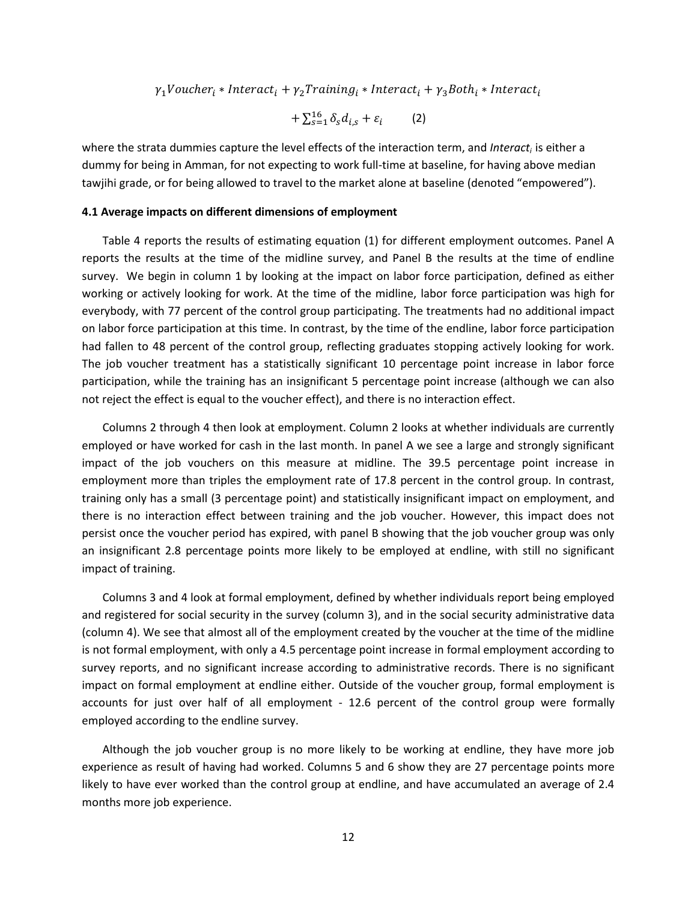$$\gamma_1 Voucher_i * Interact_i + \gamma_2 Training_i * Interact_i + \gamma_3 Both_i * Interact_i$$

$$+ \sum_{s=1}^{16} \delta_s d_{i,s} + \varepsilon_i \qquad (2)$$

where the strata dummies capture the level effects of the interaction term, and *Interact*$_i$ is either a dummy for being in Amman, for not expecting to work full-time at baseline, for having above median tawjihi grade, or for being allowed to travel to the market alone at baseline (denoted "empowered").

**4.1 Average impacts on different dimensions of employment**

Table 4 reports the results of estimating equation (1) for different employment outcomes. Panel A reports the results at the time of the midline survey, and Panel B the results at the time of endline survey. We begin in column 1 by looking at the impact on labor force participation, defined as either working or actively looking for work. At the time of the midline, labor force participation was high for everybody, with 77 percent of the control group participating. The treatments had no additional impact on labor force participation at this time. In contrast, by the time of the endline, labor force participation had fallen to 48 percent of the control group, reflecting graduates stopping actively looking for work. The job voucher treatment has a statistically significant 10 percentage point increase in labor force participation, while the training has an insignificant 5 percentage point increase (although we can also not reject the effect is equal to the voucher effect), and there is no interaction effect.

Columns 2 through 4 then look at employment. Column 2 looks at whether individuals are currently employed or have worked for cash in the last month. In panel A we see a large and strongly significant impact of the job vouchers on this measure at midline. The 39.5 percentage point increase in employment more than triples the employment rate of 17.8 percent in the control group. In contrast, training only has a small (3 percentage point) and statistically insignificant impact on employment, and there is no interaction effect between training and the job voucher. However, this impact does not persist once the voucher period has expired, with panel B showing that the job voucher group was only an insignificant 2.8 percentage points more likely to be employed at endline, with still no significant impact of training.

Columns 3 and 4 look at formal employment, defined by whether individuals report being employed and registered for social security in the survey (column 3), and in the social security administrative data (column 4). We see that almost all of the employment created by the voucher at the time of the midline is not formal employment, with only a 4.5 percentage point increase in formal employment according to survey reports, and no significant increase according to administrative records. There is no significant impact on formal employment at endline either. Outside of the voucher group, formal employment is accounts for just over half of all employment - 12.6 percent of the control group were formally employed according to the endline survey.

Although the job voucher group is no more likely to be working at endline, they have more job experience as result of having had worked. Columns 5 and 6 show they are 27 percentage points more likely to have ever worked than the control group at endline, and have accumulated an average of 2.4 months more job experience.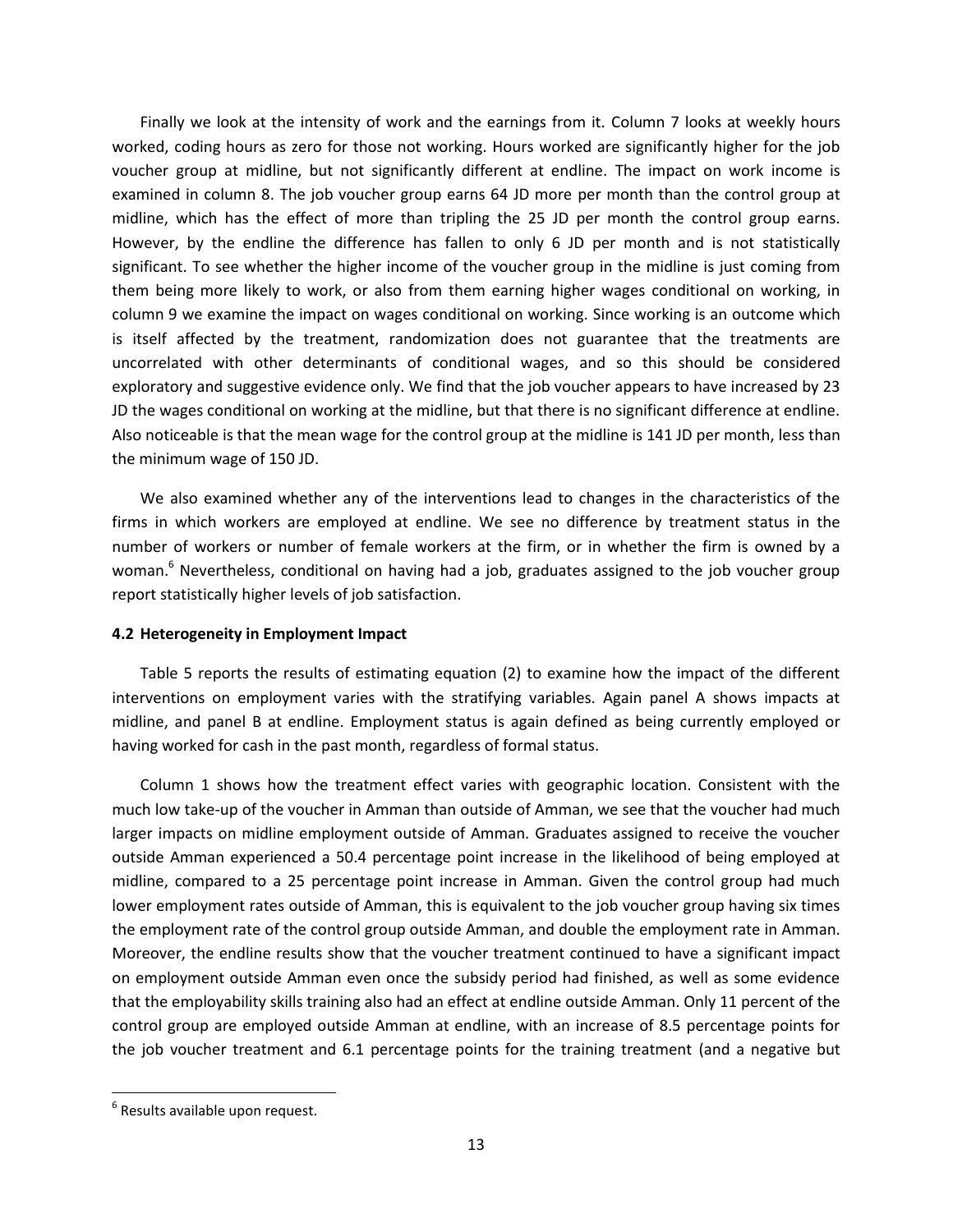Finally we look at the intensity of work and the earnings from it. Column 7 looks at weekly hours worked, coding hours as zero for those not working. Hours worked are significantly higher for the job voucher group at midline, but not significantly different at endline. The impact on work income is examined in column 8. The job voucher group earns 64 JD more per month than the control group at midline, which has the effect of more than tripling the 25 JD per month the control group earns. However, by the endline the difference has fallen to only 6 JD per month and is not statistically significant. To see whether the higher income of the voucher group in the midline is just coming from them being more likely to work, or also from them earning higher wages conditional on working, in column 9 we examine the impact on wages conditional on working. Since working is an outcome which is itself affected by the treatment, randomization does not guarantee that the treatments are uncorrelated with other determinants of conditional wages, and so this should be considered exploratory and suggestive evidence only. We find that the job voucher appears to have increased by 23 JD the wages conditional on working at the midline, but that there is no significant difference at endline. Also noticeable is that the mean wage for the control group at the midline is 141 JD per month, less than the minimum wage of 150 JD.

We also examined whether any of the interventions lead to changes in the characteristics of the firms in which workers are employed at endline. We see no difference by treatment status in the number of workers or number of female workers at the firm, or in whether the firm is owned by a woman.[6] Nevertheless, conditional on having had a job, graduates assigned to the job voucher group report statistically higher levels of job satisfaction.

### 4.2 Heterogeneity in Employment Impact

Table 5 reports the results of estimating equation (2) to examine how the impact of the different interventions on employment varies with the stratifying variables. Again panel A shows impacts at midline, and panel B at endline. Employment status is again defined as being currently employed or having worked for cash in the past month, regardless of formal status.

Column 1 shows how the treatment effect varies with geographic location. Consistent with the much low take-up of the voucher in Amman than outside of Amman, we see that the voucher had much larger impacts on midline employment outside of Amman. Graduates assigned to receive the voucher outside Amman experienced a 50.4 percentage point increase in the likelihood of being employed at midline, compared to a 25 percentage point increase in Amman. Given the control group had much lower employment rates outside of Amman, this is equivalent to the job voucher group having six times the employment rate of the control group outside Amman, and double the employment rate in Amman. Moreover, the endline results show that the voucher treatment continued to have a significant impact on employment outside Amman even once the subsidy period had finished, as well as some evidence that the employability skills training also had an effect at endline outside Amman. Only 11 percent of the control group are employed outside Amman at endline, with an increase of 8.5 percentage points for the job voucher treatment and 6.1 percentage points for the training treatment (and a negative but

---

[6] Results available upon request.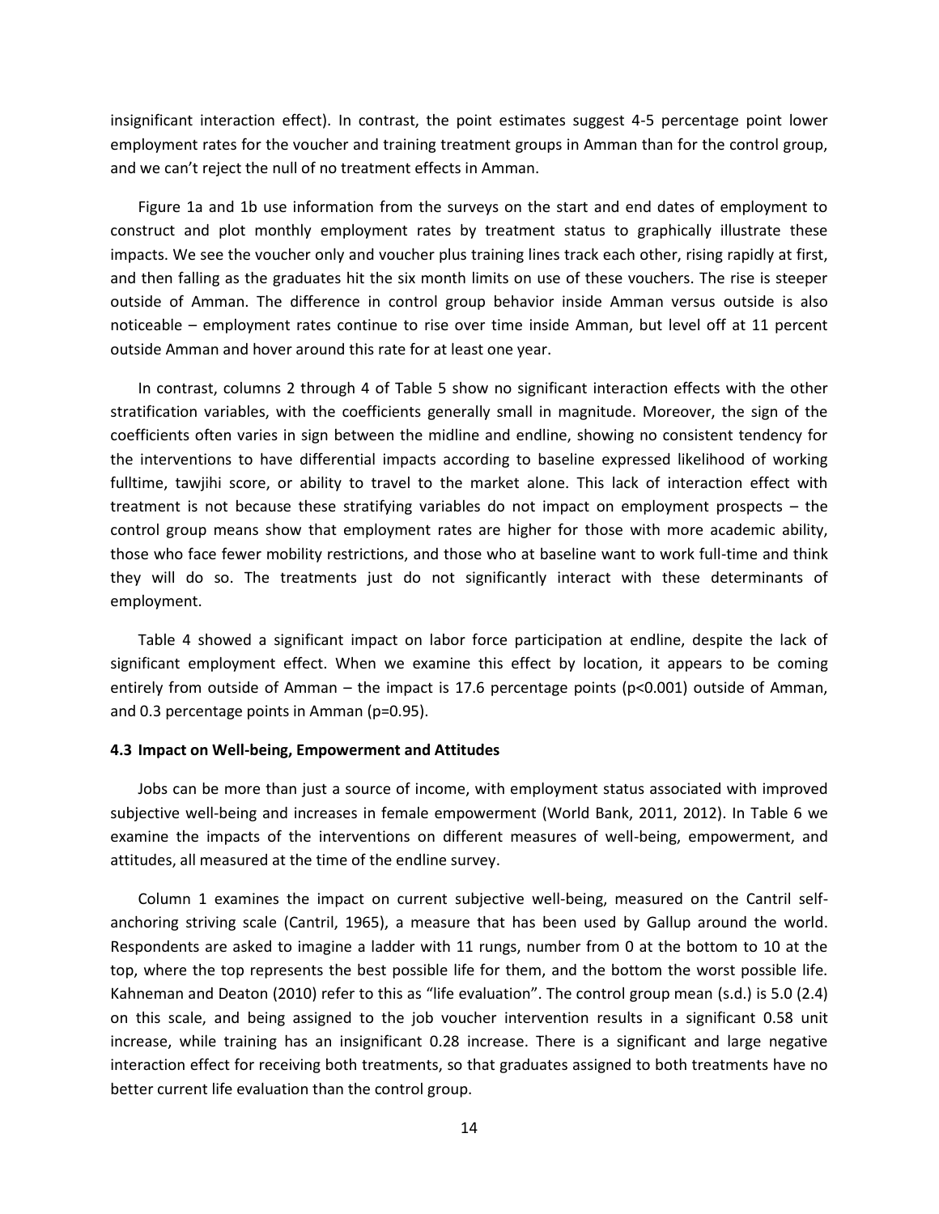insignificant interaction effect). In contrast, the point estimates suggest 4-5 percentage point lower employment rates for the voucher and training treatment groups in Amman than for the control group, and we can't reject the null of no treatment effects in Amman.

Figure 1a and 1b use information from the surveys on the start and end dates of employment to construct and plot monthly employment rates by treatment status to graphically illustrate these impacts. We see the voucher only and voucher plus training lines track each other, rising rapidly at first, and then falling as the graduates hit the six month limits on use of these vouchers. The rise is steeper outside of Amman. The difference in control group behavior inside Amman versus outside is also noticeable – employment rates continue to rise over time inside Amman, but level off at 11 percent outside Amman and hover around this rate for at least one year.

In contrast, columns 2 through 4 of Table 5 show no significant interaction effects with the other stratification variables, with the coefficients generally small in magnitude. Moreover, the sign of the coefficients often varies in sign between the midline and endline, showing no consistent tendency for the interventions to have differential impacts according to baseline expressed likelihood of working fulltime, tawjihi score, or ability to travel to the market alone. This lack of interaction effect with treatment is not because these stratifying variables do not impact on employment prospects – the control group means show that employment rates are higher for those with more academic ability, those who face fewer mobility restrictions, and those who at baseline want to work full-time and think they will do so. The treatments just do not significantly interact with these determinants of employment.

Table 4 showed a significant impact on labor force participation at endline, despite the lack of significant employment effect. When we examine this effect by location, it appears to be coming entirely from outside of Amman – the impact is 17.6 percentage points ($p<0.001$) outside of Amman, and 0.3 percentage points in Amman ($p=0.95$).

### 4.3 Impact on Well-being, Empowerment and Attitudes

Jobs can be more than just a source of income, with employment status associated with improved subjective well-being and increases in female empowerment (World Bank, 2011, 2012). In Table 6 we examine the impacts of the interventions on different measures of well-being, empowerment, and attitudes, all measured at the time of the endline survey.

Column 1 examines the impact on current subjective well-being, measured on the Cantril self-anchoring striving scale (Cantril, 1965), a measure that has been used by Gallup around the world. Respondents are asked to imagine a ladder with 11 rungs, number from 0 at the bottom to 10 at the top, where the top represents the best possible life for them, and the bottom the worst possible life. Kahneman and Deaton (2010) refer to this as "life evaluation". The control group mean (s.d.) is 5.0 (2.4) on this scale, and being assigned to the job voucher intervention results in a significant 0.58 unit increase, while training has an insignificant 0.28 increase. There is a significant and large negative interaction effect for receiving both treatments, so that graduates assigned to both treatments have no better current life evaluation than the control group.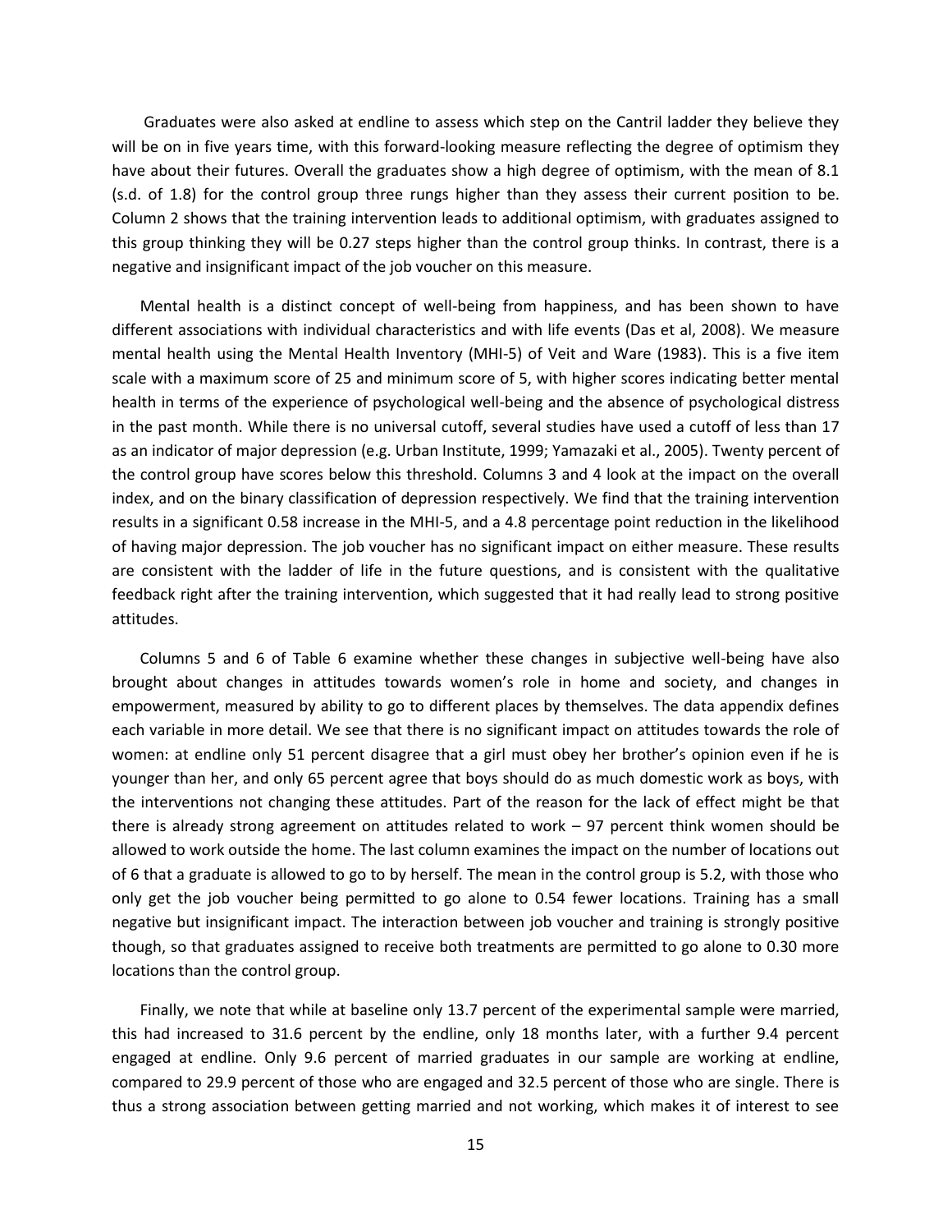Graduates were also asked at endline to assess which step on the Cantril ladder they believe they will be on in five years time, with this forward-looking measure reflecting the degree of optimism they have about their futures. Overall the graduates show a high degree of optimism, with the mean of 8.1 (s.d. of 1.8) for the control group three rungs higher than they assess their current position to be. Column 2 shows that the training intervention leads to additional optimism, with graduates assigned to this group thinking they will be 0.27 steps higher than the control group thinks. In contrast, there is a negative and insignificant impact of the job voucher on this measure.

Mental health is a distinct concept of well-being from happiness, and has been shown to have different associations with individual characteristics and with life events (Das et al, 2008). We measure mental health using the Mental Health Inventory (MHI-5) of Veit and Ware (1983). This is a five item scale with a maximum score of 25 and minimum score of 5, with higher scores indicating better mental health in terms of the experience of psychological well-being and the absence of psychological distress in the past month. While there is no universal cutoff, several studies have used a cutoff of less than 17 as an indicator of major depression (e.g. Urban Institute, 1999; Yamazaki et al., 2005). Twenty percent of the control group have scores below this threshold. Columns 3 and 4 look at the impact on the overall index, and on the binary classification of depression respectively. We find that the training intervention results in a significant 0.58 increase in the MHI-5, and a 4.8 percentage point reduction in the likelihood of having major depression. The job voucher has no significant impact on either measure. These results are consistent with the ladder of life in the future questions, and is consistent with the qualitative feedback right after the training intervention, which suggested that it had really lead to strong positive attitudes.

Columns 5 and 6 of Table 6 examine whether these changes in subjective well-being have also brought about changes in attitudes towards women's role in home and society, and changes in empowerment, measured by ability to go to different places by themselves. The data appendix defines each variable in more detail. We see that there is no significant impact on attitudes towards the role of women: at endline only 51 percent disagree that a girl must obey her brother's opinion even if he is younger than her, and only 65 percent agree that boys should do as much domestic work as boys, with the interventions not changing these attitudes. Part of the reason for the lack of effect might be that there is already strong agreement on attitudes related to work – 97 percent think women should be allowed to work outside the home. The last column examines the impact on the number of locations out of 6 that a graduate is allowed to go to by herself. The mean in the control group is 5.2, with those who only get the job voucher being permitted to go alone to 0.54 fewer locations. Training has a small negative but insignificant impact. The interaction between job voucher and training is strongly positive though, so that graduates assigned to receive both treatments are permitted to go alone to 0.30 more locations than the control group.

Finally, we note that while at baseline only 13.7 percent of the experimental sample were married, this had increased to 31.6 percent by the endline, only 18 months later, with a further 9.4 percent engaged at endline. Only 9.6 percent of married graduates in our sample are working at endline, compared to 29.9 percent of those who are engaged and 32.5 percent of those who are single. There is thus a strong association between getting married and not working, which makes it of interest to see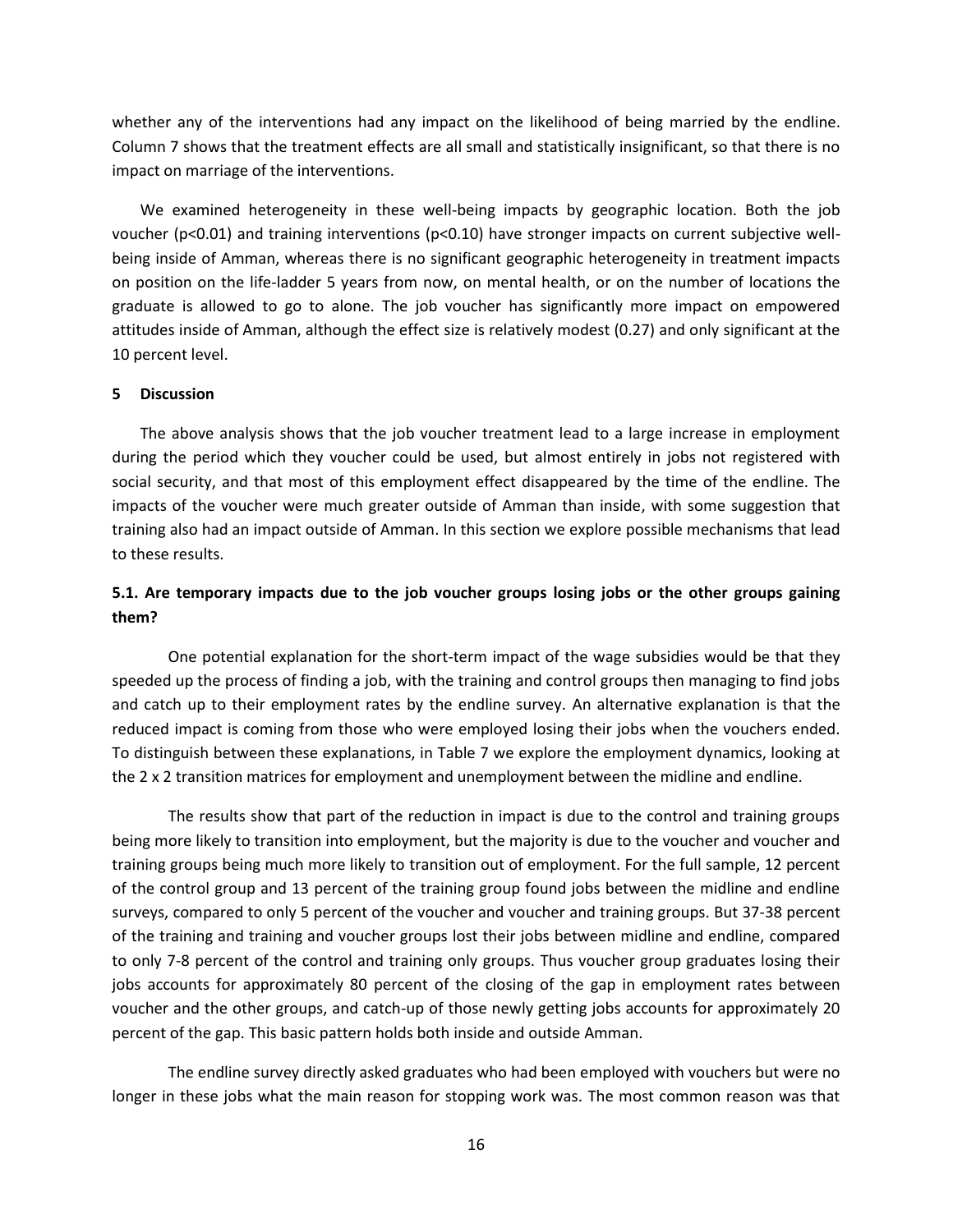whether any of the interventions had any impact on the likelihood of being married by the endline. Column 7 shows that the treatment effects are all small and statistically insignificant, so that there is no impact on marriage of the interventions.

We examined heterogeneity in these well-being impacts by geographic location. Both the job voucher ($p<0.01$) and training interventions ($p<0.10$) have stronger impacts on current subjective well-being inside of Amman, whereas there is no significant geographic heterogeneity in treatment impacts on position on the life-ladder 5 years from now, on mental health, or on the number of locations the graduate is allowed to go to alone. The job voucher has significantly more impact on empowered attitudes inside of Amman, although the effect size is relatively modest (0.27) and only significant at the 10 percent level.

## 5 Discussion

The above analysis shows that the job voucher treatment lead to a large increase in employment during the period which they voucher could be used, but almost entirely in jobs not registered with social security, and that most of this employment effect disappeared by the time of the endline. The impacts of the voucher were much greater outside of Amman than inside, with some suggestion that training also had an impact outside of Amman. In this section we explore possible mechanisms that lead to these results.

### 5.1. Are temporary impacts due to the job voucher groups losing jobs or the other groups gaining them?

One potential explanation for the short-term impact of the wage subsidies would be that they speeded up the process of finding a job, with the training and control groups then managing to find jobs and catch up to their employment rates by the endline survey. An alternative explanation is that the reduced impact is coming from those who were employed losing their jobs when the vouchers ended. To distinguish between these explanations, in Table 7 we explore the employment dynamics, looking at the 2 x 2 transition matrices for employment and unemployment between the midline and endline.

The results show that part of the reduction in impact is due to the control and training groups being more likely to transition into employment, but the majority is due to the voucher and voucher and training groups being much more likely to transition out of employment. For the full sample, 12 percent of the control group and 13 percent of the training group found jobs between the midline and endline surveys, compared to only 5 percent of the voucher and voucher and training groups. But 37-38 percent of the training and training and voucher groups lost their jobs between midline and endline, compared to only 7-8 percent of the control and training only groups. Thus voucher group graduates losing their jobs accounts for approximately 80 percent of the closing of the gap in employment rates between voucher and the other groups, and catch-up of those newly getting jobs accounts for approximately 20 percent of the gap. This basic pattern holds both inside and outside Amman.

The endline survey directly asked graduates who had been employed with vouchers but were no longer in these jobs what the main reason for stopping work was. The most common reason was that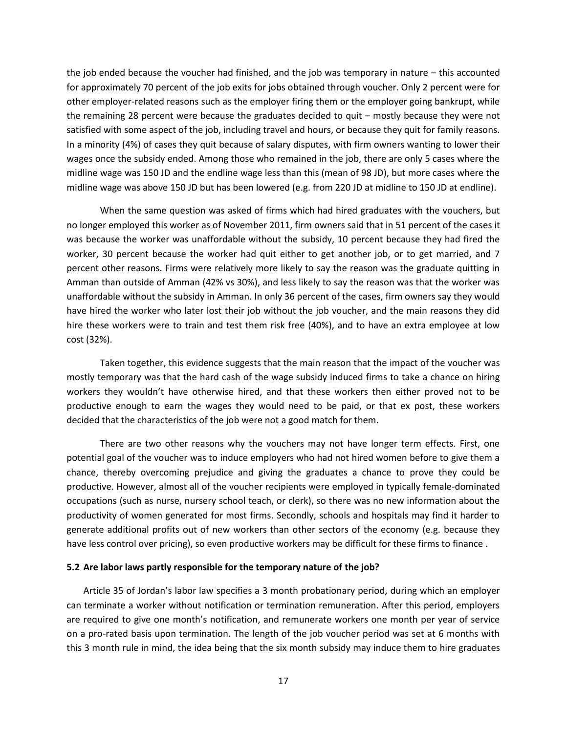the job ended because the voucher had finished, and the job was temporary in nature – this accounted for approximately 70 percent of the job exits for jobs obtained through voucher. Only 2 percent were for other employer-related reasons such as the employer firing them or the employer going bankrupt, while the remaining 28 percent were because the graduates decided to quit – mostly because they were not satisfied with some aspect of the job, including travel and hours, or because they quit for family reasons. In a minority (4%) of cases they quit because of salary disputes, with firm owners wanting to lower their wages once the subsidy ended. Among those who remained in the job, there are only 5 cases where the midline wage was 150 JD and the endline wage less than this (mean of 98 JD), but more cases where the midline wage was above 150 JD but has been lowered (e.g. from 220 JD at midline to 150 JD at endline).

When the same question was asked of firms which had hired graduates with the vouchers, but no longer employed this worker as of November 2011, firm owners said that in 51 percent of the cases it was because the worker was unaffordable without the subsidy, 10 percent because they had fired the worker, 30 percent because the worker had quit either to get another job, or to get married, and 7 percent other reasons. Firms were relatively more likely to say the reason was the graduate quitting in Amman than outside of Amman (42% vs 30%), and less likely to say the reason was that the worker was unaffordable without the subsidy in Amman. In only 36 percent of the cases, firm owners say they would have hired the worker who later lost their job without the job voucher, and the main reasons they did hire these workers were to train and test them risk free (40%), and to have an extra employee at low cost (32%).

Taken together, this evidence suggests that the main reason that the impact of the voucher was mostly temporary was that the hard cash of the wage subsidy induced firms to take a chance on hiring workers they wouldn't have otherwise hired, and that these workers then either proved not to be productive enough to earn the wages they would need to be paid, or that ex post, these workers decided that the characteristics of the job were not a good match for them.

There are two other reasons why the vouchers may not have longer term effects. First, one potential goal of the voucher was to induce employers who had not hired women before to give them a chance, thereby overcoming prejudice and giving the graduates a chance to prove they could be productive. However, almost all of the voucher recipients were employed in typically female-dominated occupations (such as nurse, nursery school teach, or clerk), so there was no new information about the productivity of women generated for most firms. Secondly, schools and hospitals may find it harder to generate additional profits out of new workers than other sectors of the economy (e.g. because they have less control over pricing), so even productive workers may be difficult for these firms to finance .

### 5.2 Are labor laws partly responsible for the temporary nature of the job?

Article 35 of Jordan's labor law specifies a 3 month probationary period, during which an employer can terminate a worker without notification or termination remuneration. After this period, employers are required to give one month's notification, and remunerate workers one month per year of service on a pro-rated basis upon termination. The length of the job voucher period was set at 6 months with this 3 month rule in mind, the idea being that the six month subsidy may induce them to hire graduates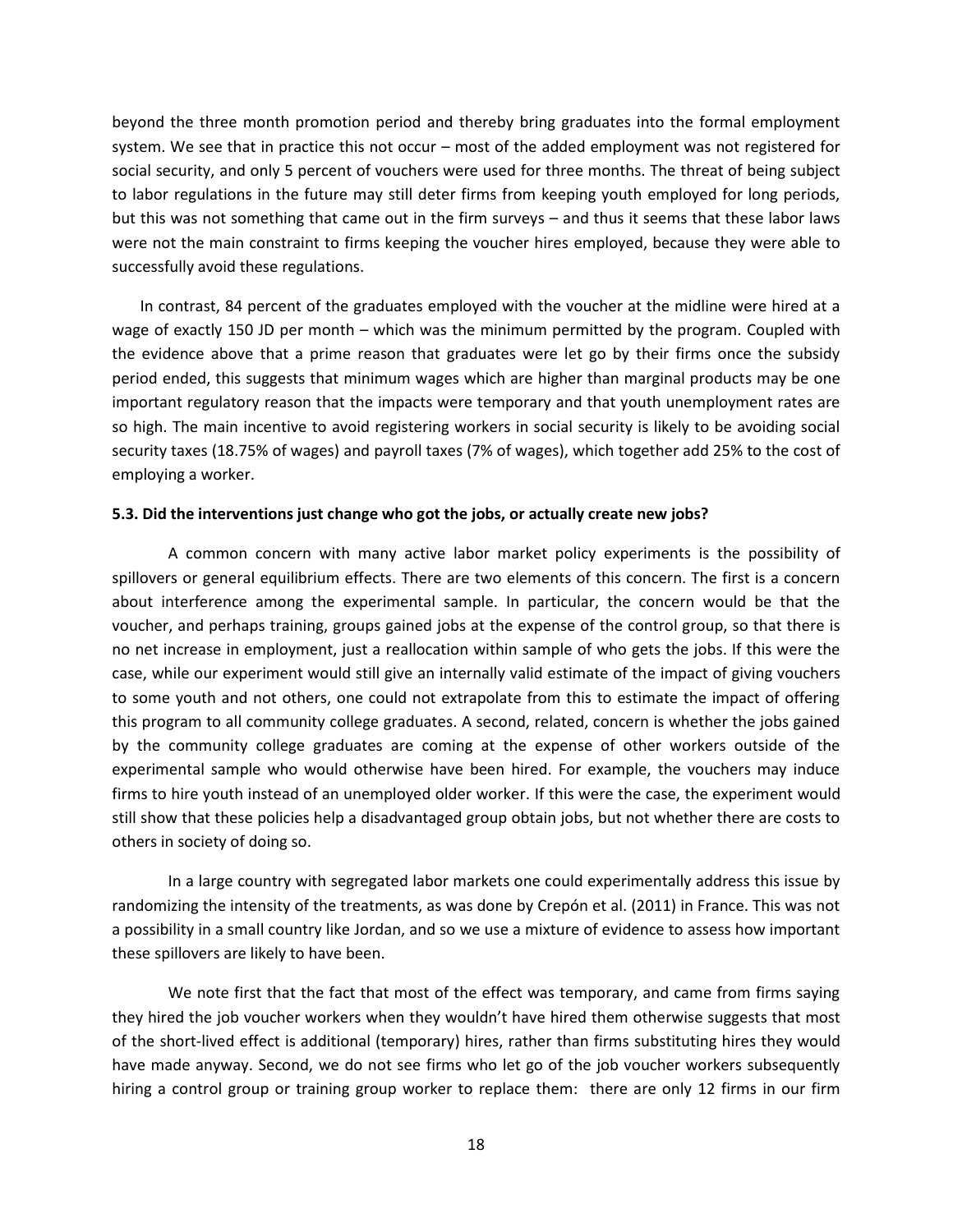beyond the three month promotion period and thereby bring graduates into the formal employment system. We see that in practice this not occur – most of the added employment was not registered for social security, and only 5 percent of vouchers were used for three months. The threat of being subject to labor regulations in the future may still deter firms from keeping youth employed for long periods, but this was not something that came out in the firm surveys – and thus it seems that these labor laws were not the main constraint to firms keeping the voucher hires employed, because they were able to successfully avoid these regulations.

In contrast, 84 percent of the graduates employed with the voucher at the midline were hired at a wage of exactly 150 JD per month – which was the minimum permitted by the program. Coupled with the evidence above that a prime reason that graduates were let go by their firms once the subsidy period ended, this suggests that minimum wages which are higher than marginal products may be one important regulatory reason that the impacts were temporary and that youth unemployment rates are so high. The main incentive to avoid registering workers in social security is likely to be avoiding social security taxes (18.75% of wages) and payroll taxes (7% of wages), which together add 25% to the cost of employing a worker.

### 5.3. Did the interventions just change who got the jobs, or actually create new jobs?

A common concern with many active labor market policy experiments is the possibility of spillovers or general equilibrium effects. There are two elements of this concern. The first is a concern about interference among the experimental sample. In particular, the concern would be that the voucher, and perhaps training, groups gained jobs at the expense of the control group, so that there is no net increase in employment, just a reallocation within sample of who gets the jobs. If this were the case, while our experiment would still give an internally valid estimate of the impact of giving vouchers to some youth and not others, one could not extrapolate from this to estimate the impact of offering this program to all community college graduates. A second, related, concern is whether the jobs gained by the community college graduates are coming at the expense of other workers outside of the experimental sample who would otherwise have been hired. For example, the vouchers may induce firms to hire youth instead of an unemployed older worker. If this were the case, the experiment would still show that these policies help a disadvantaged group obtain jobs, but not whether there are costs to others in society of doing so.

In a large country with segregated labor markets one could experimentally address this issue by randomizing the intensity of the treatments, as was done by Crepón et al. (2011) in France. This was not a possibility in a small country like Jordan, and so we use a mixture of evidence to assess how important these spillovers are likely to have been.

We note first that the fact that most of the effect was temporary, and came from firms saying they hired the job voucher workers when they wouldn't have hired them otherwise suggests that most of the short-lived effect is additional (temporary) hires, rather than firms substituting hires they would have made anyway. Second, we do not see firms who let go of the job voucher workers subsequently hiring a control group or training group worker to replace them: there are only 12 firms in our firm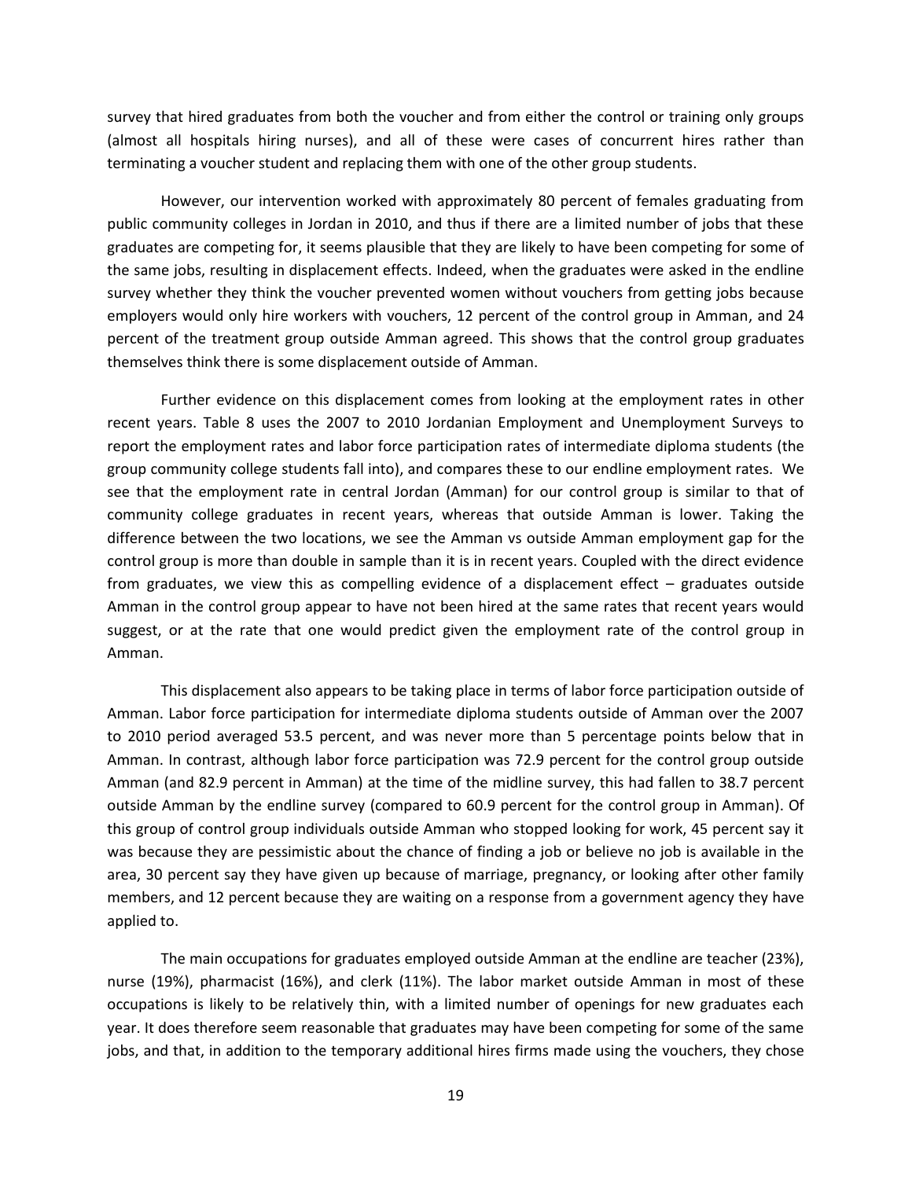survey that hired graduates from both the voucher and from either the control or training only groups (almost all hospitals hiring nurses), and all of these were cases of concurrent hires rather than terminating a voucher student and replacing them with one of the other group students.

However, our intervention worked with approximately 80 percent of females graduating from public community colleges in Jordan in 2010, and thus if there are a limited number of jobs that these graduates are competing for, it seems plausible that they are likely to have been competing for some of the same jobs, resulting in displacement effects. Indeed, when the graduates were asked in the endline survey whether they think the voucher prevented women without vouchers from getting jobs because employers would only hire workers with vouchers, 12 percent of the control group in Amman, and 24 percent of the treatment group outside Amman agreed. This shows that the control group graduates themselves think there is some displacement outside of Amman.

Further evidence on this displacement comes from looking at the employment rates in other recent years. Table 8 uses the 2007 to 2010 Jordanian Employment and Unemployment Surveys to report the employment rates and labor force participation rates of intermediate diploma students (the group community college students fall into), and compares these to our endline employment rates. We see that the employment rate in central Jordan (Amman) for our control group is similar to that of community college graduates in recent years, whereas that outside Amman is lower. Taking the difference between the two locations, we see the Amman vs outside Amman employment gap for the control group is more than double in sample than it is in recent years. Coupled with the direct evidence from graduates, we view this as compelling evidence of a displacement effect – graduates outside Amman in the control group appear to have not been hired at the same rates that recent years would suggest, or at the rate that one would predict given the employment rate of the control group in Amman.

This displacement also appears to be taking place in terms of labor force participation outside of Amman. Labor force participation for intermediate diploma students outside of Amman over the 2007 to 2010 period averaged 53.5 percent, and was never more than 5 percentage points below that in Amman. In contrast, although labor force participation was 72.9 percent for the control group outside Amman (and 82.9 percent in Amman) at the time of the midline survey, this had fallen to 38.7 percent outside Amman by the endline survey (compared to 60.9 percent for the control group in Amman). Of this group of control group individuals outside Amman who stopped looking for work, 45 percent say it was because they are pessimistic about the chance of finding a job or believe no job is available in the area, 30 percent say they have given up because of marriage, pregnancy, or looking after other family members, and 12 percent because they are waiting on a response from a government agency they have applied to.

The main occupations for graduates employed outside Amman at the endline are teacher (23%), nurse (19%), pharmacist (16%), and clerk (11%). The labor market outside Amman in most of these occupations is likely to be relatively thin, with a limited number of openings for new graduates each year. It does therefore seem reasonable that graduates may have been competing for some of the same jobs, and that, in addition to the temporary additional hires firms made using the vouchers, they chose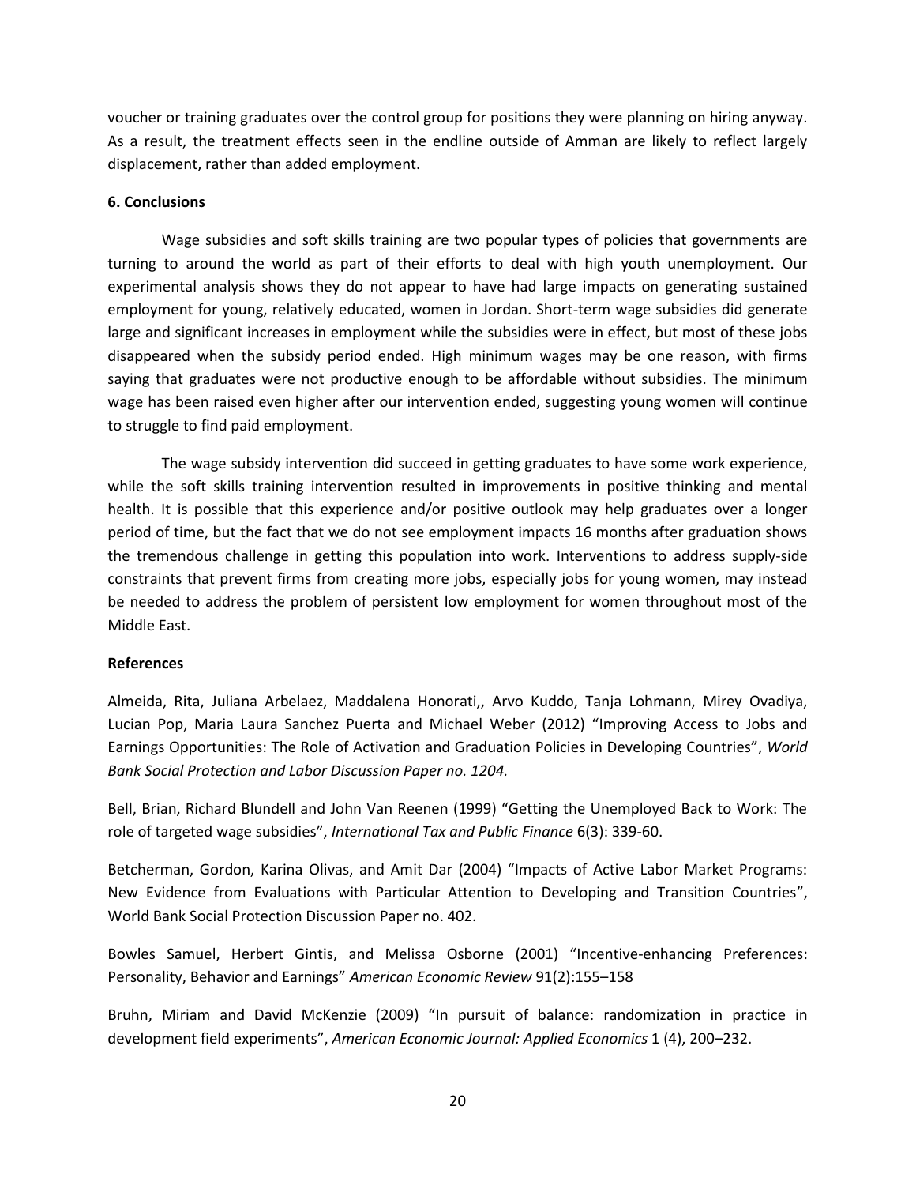voucher or training graduates over the control group for positions they were planning on hiring anyway. As a result, the treatment effects seen in the endline outside of Amman are likely to reflect largely displacement, rather than added employment.

**6. Conclusions**

Wage subsidies and soft skills training are two popular types of policies that governments are turning to around the world as part of their efforts to deal with high youth unemployment. Our experimental analysis shows they do not appear to have had large impacts on generating sustained employment for young, relatively educated, women in Jordan. Short-term wage subsidies did generate large and significant increases in employment while the subsidies were in effect, but most of these jobs disappeared when the subsidy period ended. High minimum wages may be one reason, with firms saying that graduates were not productive enough to be affordable without subsidies. The minimum wage has been raised even higher after our intervention ended, suggesting young women will continue to struggle to find paid employment.

The wage subsidy intervention did succeed in getting graduates to have some work experience, while the soft skills training intervention resulted in improvements in positive thinking and mental health. It is possible that this experience and/or positive outlook may help graduates over a longer period of time, but the fact that we do not see employment impacts 16 months after graduation shows the tremendous challenge in getting this population into work. Interventions to address supply-side constraints that prevent firms from creating more jobs, especially jobs for young women, may instead be needed to address the problem of persistent low employment for women throughout most of the Middle East.

**References**

Almeida, Rita, Juliana Arbelaez, Maddalena Honorati,, Arvo Kuddo, Tanja Lohmann, Mirey Ovadiya, Lucian Pop, Maria Laura Sanchez Puerta and Michael Weber (2012) "Improving Access to Jobs and Earnings Opportunities: The Role of Activation and Graduation Policies in Developing Countries", *World Bank Social Protection and Labor Discussion Paper no. 1204.*

Bell, Brian, Richard Blundell and John Van Reenen (1999) "Getting the Unemployed Back to Work: The role of targeted wage subsidies", *International Tax and Public Finance* 6(3): 339-60.

Betcherman, Gordon, Karina Olivas, and Amit Dar (2004) "Impacts of Active Labor Market Programs: New Evidence from Evaluations with Particular Attention to Developing and Transition Countries", World Bank Social Protection Discussion Paper no. 402.

Bowles Samuel, Herbert Gintis, and Melissa Osborne (2001) "Incentive-enhancing Preferences: Personality, Behavior and Earnings" *American Economic Review* 91(2):155–158

Bruhn, Miriam and David McKenzie (2009) "In pursuit of balance: randomization in practice in development field experiments", *American Economic Journal: Applied Economics* 1 (4), 200–232.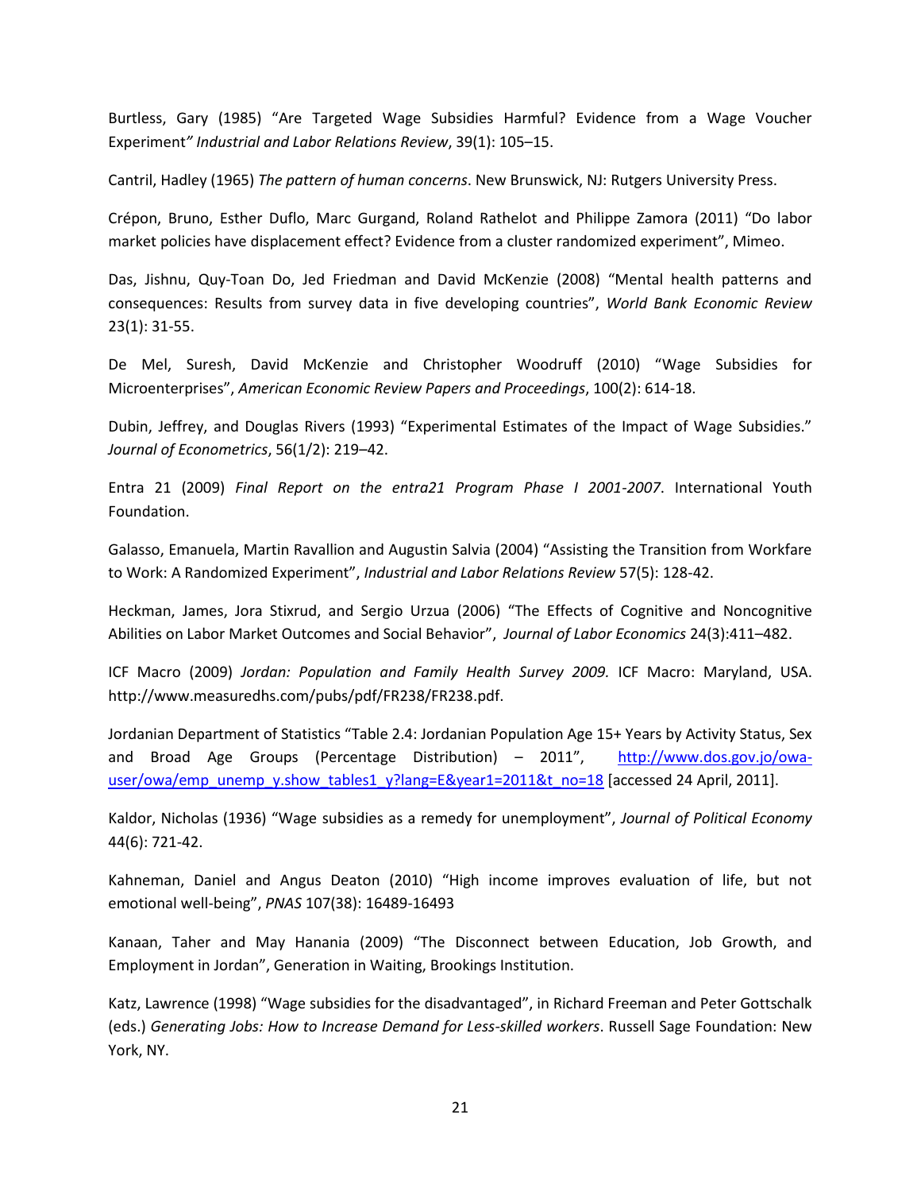Burtless, Gary (1985) “Are Targeted Wage Subsidies Harmful? Evidence from a Wage Voucher Experiment*” Industrial and Labor Relations Review*, 39(1): 105–15.

Cantril, Hadley (1965) *The pattern of human concerns*. New Brunswick, NJ: Rutgers University Press.

Crépon, Bruno, Esther Duflo, Marc Gurgand, Roland Rathelot and Philippe Zamora (2011) “Do labor market policies have displacement effect? Evidence from a cluster randomized experiment”, Mimeo.

Das, Jishnu, Quy-Toan Do, Jed Friedman and David McKenzie (2008) “Mental health patterns and consequences: Results from survey data in five developing countries”, *World Bank Economic Review* 23(1): 31-55.

De Mel, Suresh, David McKenzie and Christopher Woodruff (2010) “Wage Subsidies for Microenterprises”, *American Economic Review Papers and Proceedings*, 100(2): 614-18.

Dubin, Jeffrey, and Douglas Rivers (1993) “Experimental Estimates of the Impact of Wage Subsidies.” *Journal of Econometrics*, 56(1/2): 219–42.

Entra 21 (2009) *Final Report on the entra21 Program Phase I 2001-2007*. International Youth Foundation.

Galasso, Emanuela, Martin Ravallion and Augustin Salvia (2004) “Assisting the Transition from Workfare to Work: A Randomized Experiment”, *Industrial and Labor Relations Review* 57(5): 128-42.

Heckman, James, Jora Stixrud, and Sergio Urzua (2006) “The Effects of Cognitive and Noncognitive Abilities on Labor Market Outcomes and Social Behavior”, *Journal of Labor Economics* 24(3):411–482.

ICF Macro (2009) *Jordan: Population and Family Health Survey 2009*. ICF Macro: Maryland, USA. http://www.measuredhs.com/pubs/pdf/FR238/FR238.pdf.

Jordanian Department of Statistics “Table 2.4: Jordanian Population Age 15+ Years by Activity Status, Sex and Broad Age Groups (Percentage Distribution) – 2011”, http://www.dos.gov.jo/owa-user/owa/emp_unemp_y.show_tables1_y?lang=E&year1=2011&t_no=18 [accessed 24 April, 2011].

Kaldor, Nicholas (1936) “Wage subsidies as a remedy for unemployment”, *Journal of Political Economy* 44(6): 721-42.

Kahneman, Daniel and Angus Deaton (2010) “High income improves evaluation of life, but not emotional well-being”, *PNAS* 107(38): 16489-16493

Kanaan, Taher and May Hanania (2009) “The Disconnect between Education, Job Growth, and Employment in Jordan”, Generation in Waiting, Brookings Institution.

Katz, Lawrence (1998) “Wage subsidies for the disadvantaged”, in Richard Freeman and Peter Gottschalk (eds.) *Generating Jobs: How to Increase Demand for Less-skilled workers*. Russell Sage Foundation: New York, NY.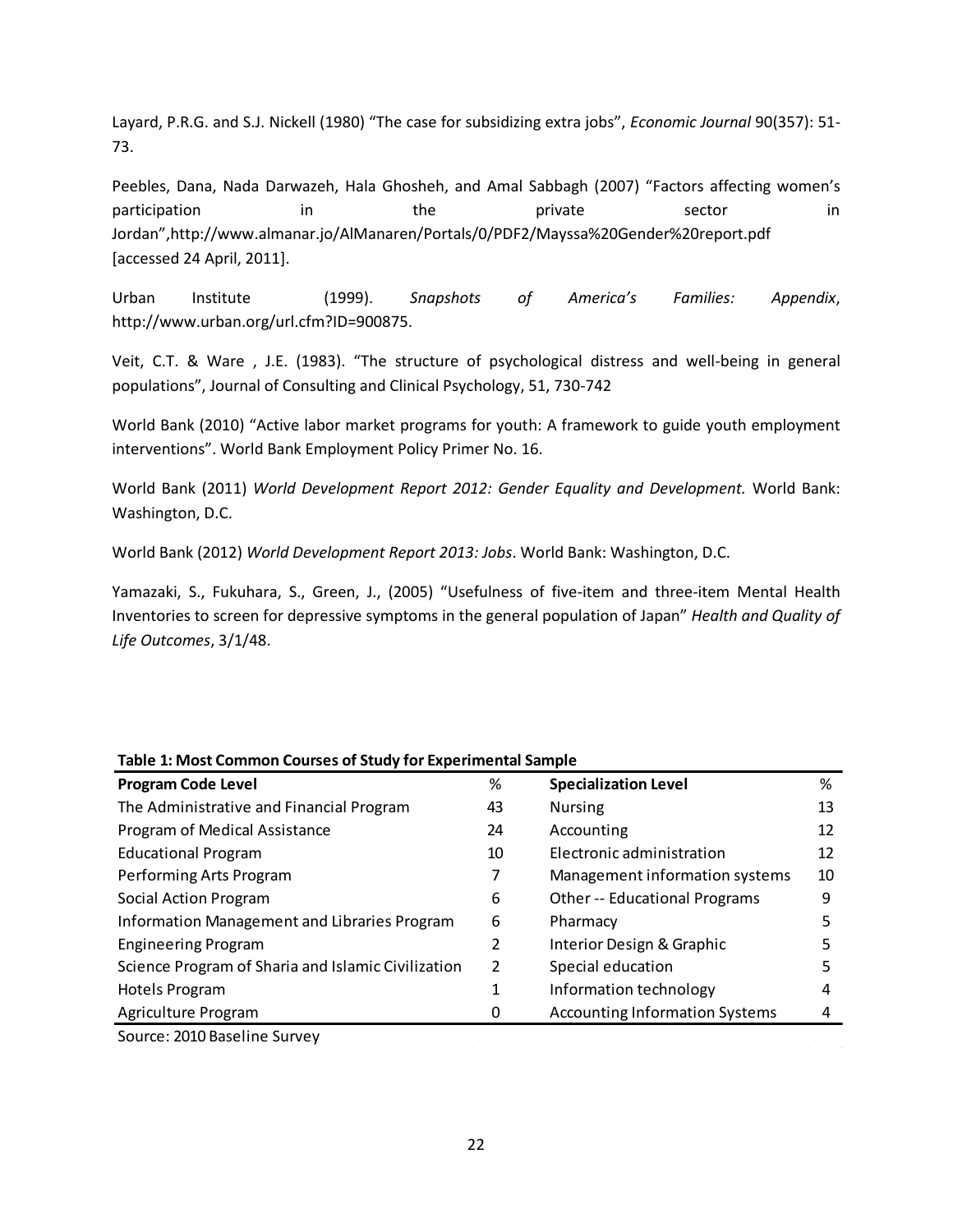Layard, P.R.G. and S.J. Nickell (1980) "The case for subsidizing extra jobs", *Economic Journal* 90(357): 51-73.

Peebles, Dana, Nada Darwazeh, Hala Ghosheh, and Amal Sabbagh (2007) "Factors affecting women's participation in the private sector in Jordan",http://www.almanar.jo/AlManaren/Portals/0/PDF2/Mayssa%20Gender%20report.pdf [accessed 24 April, 2011].

Urban Institute (1999). *Snapshots of America's Families: Appendix*, http://www.urban.org/url.cfm?ID=900875.

Veit, C.T. & Ware , J.E. (1983). "The structure of psychological distress and well-being in general populations", Journal of Consulting and Clinical Psychology, 51, 730-742

World Bank (2010) "Active labor market programs for youth: A framework to guide youth employment interventions". World Bank Employment Policy Primer No. 16.

World Bank (2011) *World Development Report 2012: Gender Equality and Development.* World Bank: Washington, D.C.

World Bank (2012) *World Development Report 2013: Jobs*. World Bank: Washington, D.C.

Yamazaki, S., Fukuhara, S., Green, J., (2005) "Usefulness of five-item and three-item Mental Health Inventories to screen for depressive symptoms in the general population of Japan" *Health and Quality of Life Outcomes*, 3/1/48.

**Table 1: Most Common Courses of Study for Experimental Sample**

| **Program Code Level** | % | **Specialization Level** | % |
|---|---|---|---|
| The Administrative and Financial Program | 43 | Nursing | 13 |
| Program of Medical Assistance | 24 | Accounting | 12 |
| Educational Program | 10 | Electronic administration | 12 |
| Performing Arts Program | 7 | Management information systems | 10 |
| Social Action Program | 6 | Other -- Educational Programs | 9 |
| Information Management and Libraries Program | 6 | Pharmacy | 5 |
| Engineering Program | 2 | Interior Design & Graphic | 5 |
| Science Program of Sharia and Islamic Civilization | 2 | Special education | 5 |
| Hotels Program | 1 | Information technology | 4 |
| Agriculture Program | 0 | Accounting Information Systems | 4 |

Source: 2010 Baseline Survey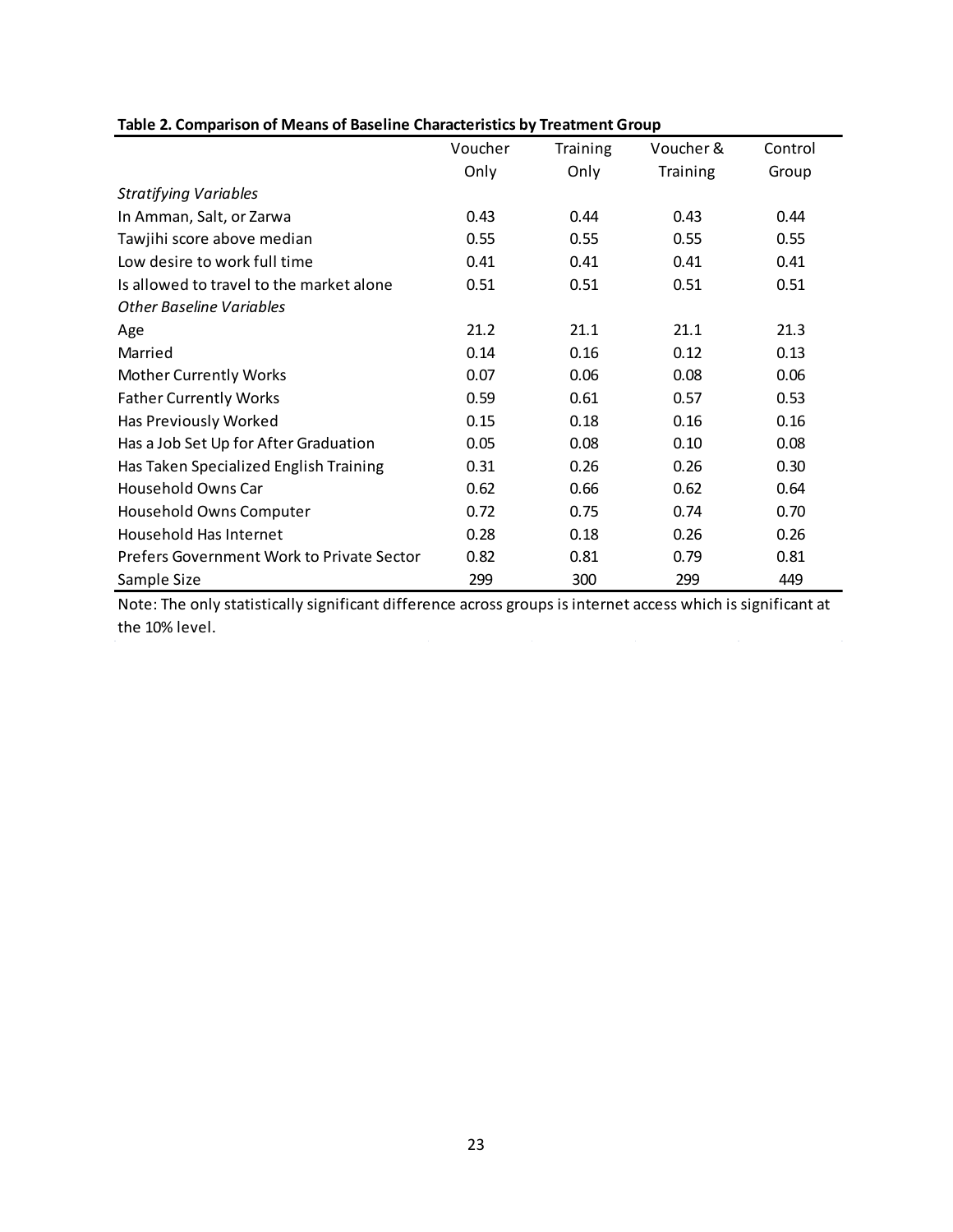**Table 2. Comparison of Means of Baseline Characteristics by Treatment Group**

| | Voucher Only | Training Only | Voucher & Training | Control Group |
|---|---|---|---|---|
| *Stratifying Variables* | | | | |
| In Amman, Salt, or Zarwa | 0.43 | 0.44 | 0.43 | 0.44 |
| Tawjihi score above median | 0.55 | 0.55 | 0.55 | 0.55 |
| Low desire to work full time | 0.41 | 0.41 | 0.41 | 0.41 |
| Is allowed to travel to the market alone | 0.51 | 0.51 | 0.51 | 0.51 |
| *Other Baseline Variables* | | | | |
| Age | 21.2 | 21.1 | 21.1 | 21.3 |
| Married | 0.14 | 0.16 | 0.12 | 0.13 |
| Mother Currently Works | 0.07 | 0.06 | 0.08 | 0.06 |
| Father Currently Works | 0.59 | 0.61 | 0.57 | 0.53 |
| Has Previously Worked | 0.15 | 0.18 | 0.16 | 0.16 |
| Has a Job Set Up for After Graduation | 0.05 | 0.08 | 0.10 | 0.08 |
| Has Taken Specialized English Training | 0.31 | 0.26 | 0.26 | 0.30 |
| Household Owns Car | 0.62 | 0.66 | 0.62 | 0.64 |
| Household Owns Computer | 0.72 | 0.75 | 0.74 | 0.70 |
| Household Has Internet | 0.28 | 0.18 | 0.26 | 0.26 |
| Prefers Government Work to Private Sector | 0.82 | 0.81 | 0.79 | 0.81 |
| Sample Size | 299 | 300 | 299 | 449 |

Note: The only statistically significant difference across groups is internet access which is significant at the 10% level.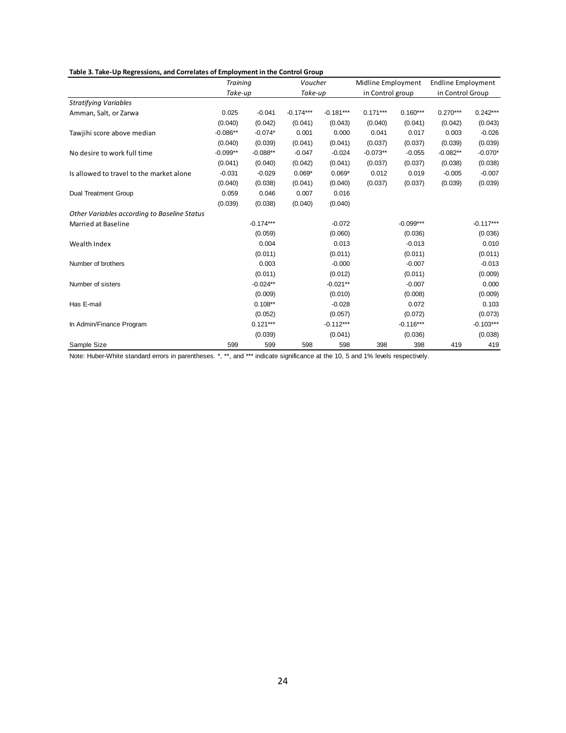**Table 3. Take-Up Regressions, and Correlates of Employment in the Control Group**

| | *Training* | | *Voucher* | | Midline Employment | | Endline Employment | |
|---|---|---|---|---|---|---|---|---|
| | *Take-up* | | *Take-up* | | in Control group | | in Control Group | |
| *Stratifying Variables* | | | | | | | | |
| Amman, Salt, or Zarwa | 0.025 | -0.041 | -0.174*** | -0.181*** | 0.171*** | 0.160*** | 0.270*** | 0.242*** |
| | (0.040) | (0.042) | (0.041) | (0.043) | (0.040) | (0.041) | (0.042) | (0.043) |
| Tawjihi score above median | -0.086** | -0.074* | 0.001 | 0.000 | 0.041 | 0.017 | 0.003 | -0.026 |
| | (0.040) | (0.039) | (0.041) | (0.041) | (0.037) | (0.037) | (0.039) | (0.039) |
| No desire to work full time | -0.099** | -0.088** | -0.047 | -0.024 | -0.073** | -0.055 | -0.082** | -0.070* |
| | (0.041) | (0.040) | (0.042) | (0.041) | (0.037) | (0.037) | (0.038) | (0.038) |
| Is allowed to travel to the market alone | -0.031 | -0.029 | 0.069* | 0.069* | 0.012 | 0.019 | -0.005 | -0.007 |
| | (0.040) | (0.038) | (0.041) | (0.040) | (0.037) | (0.037) | (0.039) | (0.039) |
| Dual Treatment Group | 0.059 | 0.046 | 0.007 | 0.016 | | | | |
| | (0.039) | (0.038) | (0.040) | (0.040) | | | | |
| *Other Variables according to Baseline Status* | | | | | | | | |
| Married at Baseline | | -0.174*** | | -0.072 | | -0.099*** | | -0.117*** |
| | | (0.059) | | (0.060) | | (0.036) | | (0.036) |
| Wealth Index | | 0.004 | | 0.013 | | -0.013 | | 0.010 |
| | | (0.011) | | (0.011) | | (0.011) | | (0.011) |
| Number of brothers | | 0.003 | | -0.000 | | -0.007 | | -0.013 |
| | | (0.011) | | (0.012) | | (0.011) | | (0.009) |
| Number of sisters | | -0.024** | | -0.021** | | -0.007 | | 0.000 |
| | | (0.009) | | (0.010) | | (0.008) | | (0.009) |
| Has E-mail | | 0.108** | | -0.028 | | 0.072 | | 0.103 |
| | | (0.052) | | (0.057) | | (0.072) | | (0.073) |
| In Admin/Finance Program | | 0.121*** | | -0.112*** | | -0.116*** | | -0.103*** |
| | | (0.039) | | (0.041) | | (0.036) | | (0.038) |
| Sample Size | 599 | 599 | 598 | 598 | 398 | 398 | 419 | 419 |

Note: Huber-White standard errors in parentheses. *, **, and *** indicate significance at the 10, 5 and 1% levels respectively.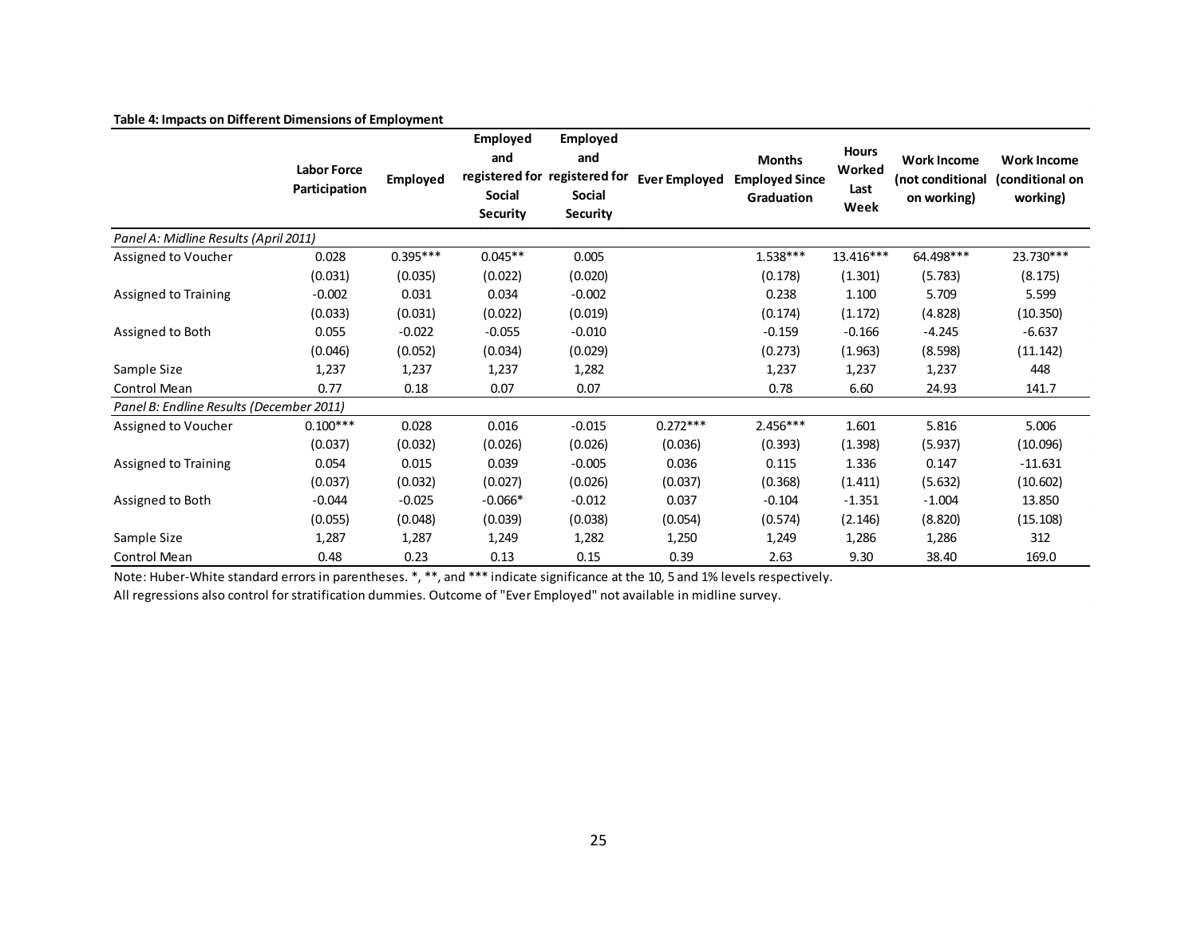**Table 4: Impacts on Different Dimensions of Employment**

| | Labor Force Participation | Employed | Employed and registered for Social Security | Employed and registered for Social Security | Ever Employed | Months Employed Since Graduation | Hours Worked Last Week | Work Income (not conditional on working) | Work Income (conditional on working) |
|---|---|---|---|---|---|---|---|---|---|
| *Panel A: Midline Results (April 2011)* | | | | | | | | | |
| Assigned to Voucher | 0.028 | 0.395*** | 0.045** | 0.005 | | 1.538*** | 13.416*** | 64.498*** | 23.730*** |
| | (0.031) | (0.035) | (0.022) | (0.020) | | (0.178) | (1.301) | (5.783) | (8.175) |
| Assigned to Training | -0.002 | 0.031 | 0.034 | -0.002 | | 0.238 | 1.100 | 5.709 | 5.599 |
| | (0.033) | (0.031) | (0.022) | (0.019) | | (0.174) | (1.172) | (4.828) | (10.350) |
| Assigned to Both | 0.055 | -0.022 | -0.055 | -0.010 | | -0.159 | -0.166 | -4.245 | -6.637 |
| | (0.046) | (0.052) | (0.034) | (0.029) | | (0.273) | (1.963) | (8.598) | (11.142) |
| Sample Size | 1,237 | 1,237 | 1,237 | 1,282 | | 1,237 | 1,237 | 1,237 | 448 |
| Control Mean | 0.77 | 0.18 | 0.07 | 0.07 | | 0.78 | 6.60 | 24.93 | 141.7 |
| *Panel B: Endline Results (December 2011)* | | | | | | | | | |
| Assigned to Voucher | 0.100*** | 0.028 | 0.016 | -0.015 | 0.272*** | 2.456*** | 1.601 | 5.816 | 5.006 |
| | (0.037) | (0.032) | (0.026) | (0.026) | (0.036) | (0.393) | (1.398) | (5.937) | (10.096) |
| Assigned to Training | 0.054 | 0.015 | 0.039 | -0.005 | 0.036 | 0.115 | 1.336 | 0.147 | -11.631 |
| | (0.037) | (0.032) | (0.027) | (0.026) | (0.037) | (0.368) | (1.411) | (5.632) | (10.602) |
| Assigned to Both | -0.044 | -0.025 | -0.066* | -0.012 | 0.037 | -0.104 | -1.351 | -1.004 | 13.850 |
| | (0.055) | (0.048) | (0.039) | (0.038) | (0.054) | (0.574) | (2.146) | (8.820) | (15.108) |
| Sample Size | 1,287 | 1,287 | 1,249 | 1,282 | 1,250 | 1,249 | 1,286 | 1,286 | 312 |
| Control Mean | 0.48 | 0.23 | 0.13 | 0.15 | 0.39 | 2.63 | 9.30 | 38.40 | 169.0 |

Note: Huber-White standard errors in parentheses. *, **, and *** indicate significance at the 10, 5 and 1% levels respectively.
All regressions also control for stratification dummies. Outcome of "Ever Employed" not available in midline survey.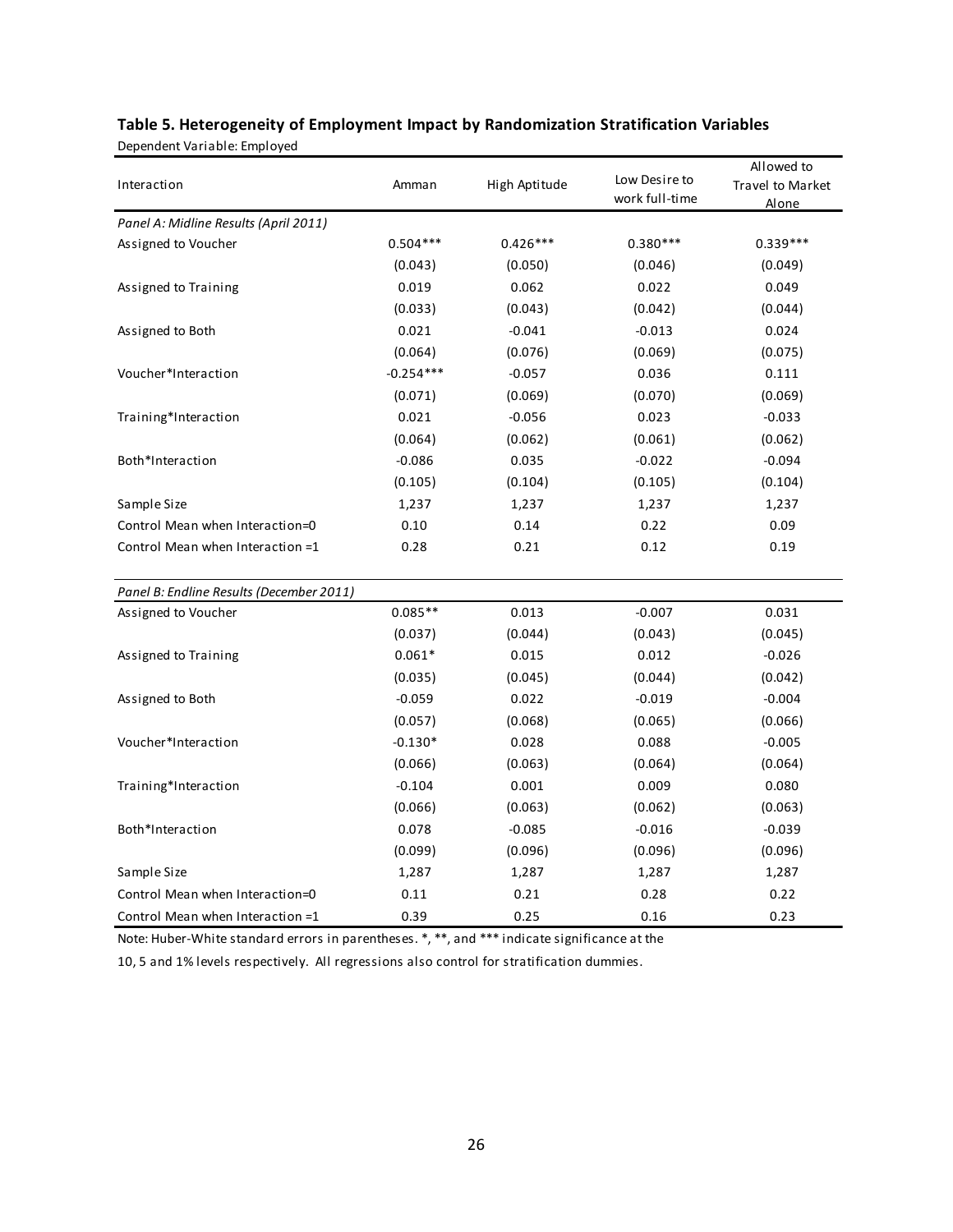**Table 5. Heterogeneity of Employment Impact by Randomization Stratification Variables**

Dependent Variable: Employed

| Interaction | Amman | High Aptitude | Low Desire to work full-time | Allowed to Travel to Market Alone |
|---|---|---|---|---|
| *Panel A: Midline Results (April 2011)* | | | | |
| Assigned to Voucher | 0.504*** | 0.426*** | 0.380*** | 0.339*** |
| | (0.043) | (0.050) | (0.046) | (0.049) |
| Assigned to Training | 0.019 | 0.062 | 0.022 | 0.049 |
| | (0.033) | (0.043) | (0.042) | (0.044) |
| Assigned to Both | 0.021 | -0.041 | -0.013 | 0.024 |
| | (0.064) | (0.076) | (0.069) | (0.075) |
| Voucher*Interaction | -0.254*** | -0.057 | 0.036 | 0.111 |
| | (0.071) | (0.069) | (0.070) | (0.069) |
| Training*Interaction | 0.021 | -0.056 | 0.023 | -0.033 |
| | (0.064) | (0.062) | (0.061) | (0.062) |
| Both*Interaction | -0.086 | 0.035 | -0.022 | -0.094 |
| | (0.105) | (0.104) | (0.105) | (0.104) |
| Sample Size | 1,237 | 1,237 | 1,237 | 1,237 |
| Control Mean when Interaction=0 | 0.10 | 0.14 | 0.22 | 0.09 |
| Control Mean when Interaction =1 | 0.28 | 0.21 | 0.12 | 0.19 |
| *Panel B: Endline Results (December 2011)* | | | | |
| Assigned to Voucher | 0.085** | 0.013 | -0.007 | 0.031 |
| | (0.037) | (0.044) | (0.043) | (0.045) |
| Assigned to Training | 0.061* | 0.015 | 0.012 | -0.026 |
| | (0.035) | (0.045) | (0.044) | (0.042) |
| Assigned to Both | -0.059 | 0.022 | -0.019 | -0.004 |
| | (0.057) | (0.068) | (0.065) | (0.066) |
| Voucher*Interaction | -0.130* | 0.028 | 0.088 | -0.005 |
| | (0.066) | (0.063) | (0.064) | (0.064) |
| Training*Interaction | -0.104 | 0.001 | 0.009 | 0.080 |
| | (0.066) | (0.063) | (0.062) | (0.063) |
| Both*Interaction | 0.078 | -0.085 | -0.016 | -0.039 |
| | (0.099) | (0.096) | (0.096) | (0.096) |
| Sample Size | 1,287 | 1,287 | 1,287 | 1,287 |
| Control Mean when Interaction=0 | 0.11 | 0.21 | 0.28 | 0.22 |
| Control Mean when Interaction =1 | 0.39 | 0.25 | 0.16 | 0.23 |

Note: Huber-White standard errors in parentheses. *, **, and *** indicate significance at the 10, 5 and 1% levels respectively. All regressions also control for stratification dummies.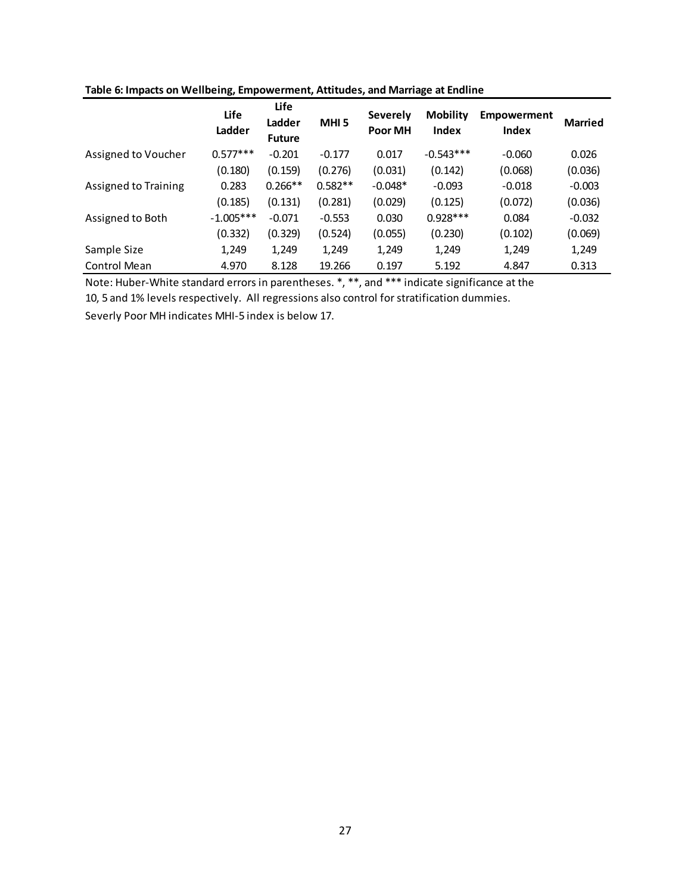**Table 6: Impacts on Wellbeing, Empowerment, Attitudes, and Marriage at Endline**

| | Life Ladder | Life Ladder Future | MHI 5 | Severely Poor MH | Mobility Index | Empowerment Index | Married |
|---|---|---|---|---|---|---|---|
| Assigned to Voucher | 0.577*** | -0.201 | -0.177 | 0.017 | -0.543*** | -0.060 | 0.026 |
| | (0.180) | (0.159) | (0.276) | (0.031) | (0.142) | (0.068) | (0.036) |
| Assigned to Training | 0.283 | 0.266** | 0.582** | -0.048* | -0.093 | -0.018 | -0.003 |
| | (0.185) | (0.131) | (0.281) | (0.029) | (0.125) | (0.072) | (0.036) |
| Assigned to Both | -1.005*** | -0.071 | -0.553 | 0.030 | 0.928*** | 0.084 | -0.032 |
| | (0.332) | (0.329) | (0.524) | (0.055) | (0.230) | (0.102) | (0.069) |
| Sample Size | 1,249 | 1,249 | 1,249 | 1,249 | 1,249 | 1,249 | 1,249 |
| Control Mean | 4.970 | 8.128 | 19.266 | 0.197 | 5.192 | 4.847 | 0.313 |

Note: Huber-White standard errors in parentheses. *, **, and *** indicate significance at the 10, 5 and 1% levels respectively. All regressions also control for stratification dummies.

Severly Poor MH indicates MHI-5 index is below 17.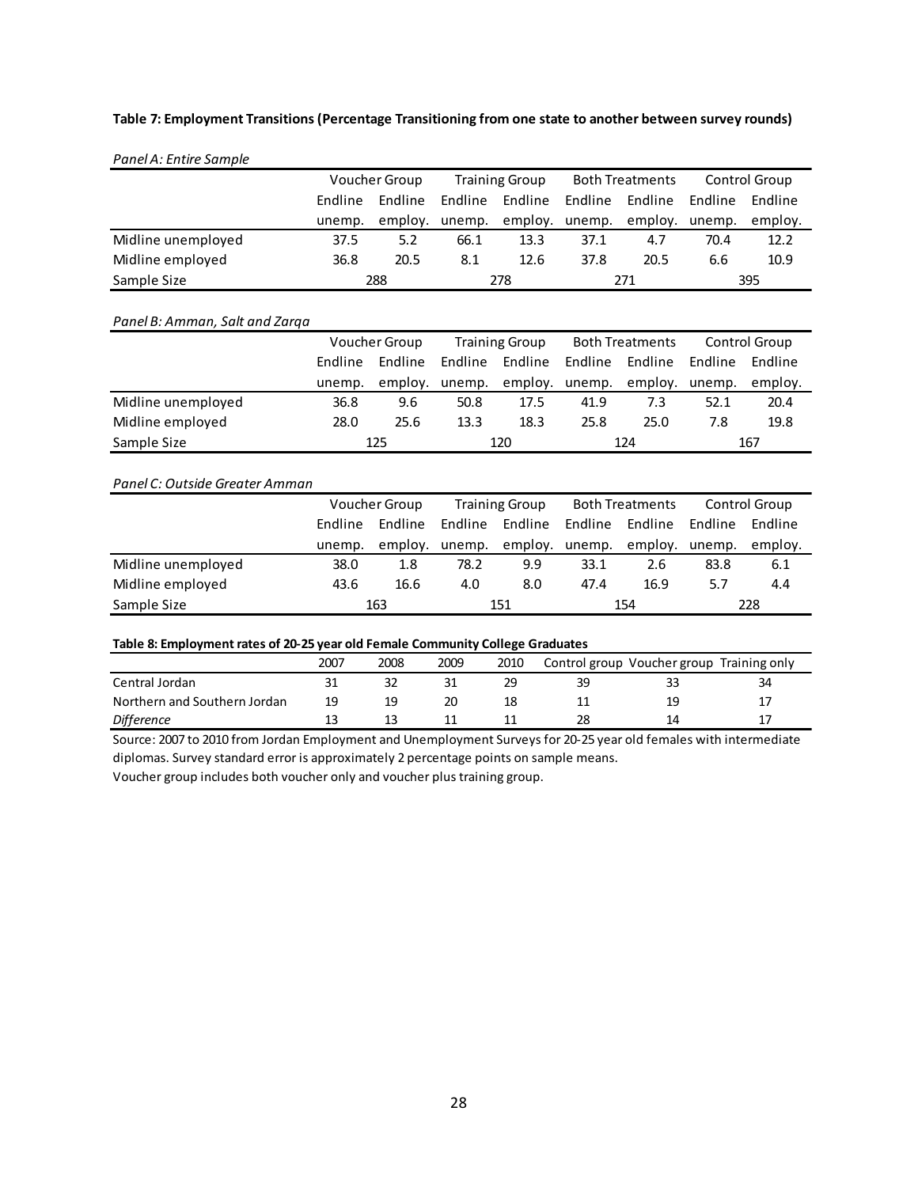**Table 7: Employment Transitions (Percentage Transitioning from one state to another between survey rounds)**

*Panel A: Entire Sample*

| | Voucher Group | | Training Group | | Both Treatments | | Control Group | |
|---|---|---|---|---|---|---|---|---|
| | Endline unemp. | Endline employ. | Endline unemp. | Endline employ. | Endline unemp. | Endline employ. | Endline unemp. | Endline employ. |
| Midline unemployed | 37.5 | 5.2 | 66.1 | 13.3 | 37.1 | 4.7 | 70.4 | 12.2 |
| Midline employed | 36.8 | 20.5 | 8.1 | 12.6 | 37.8 | 20.5 | 6.6 | 10.9 |
| Sample Size | 288 | | 278 | | 271 | | 395 | |

*Panel B: Amman, Salt and Zarqa*

| | Voucher Group | | Training Group | | Both Treatments | | Control Group | |
|---|---|---|---|---|---|---|---|---|
| | Endline unemp. | Endline employ. | Endline unemp. | Endline employ. | Endline unemp. | Endline employ. | Endline unemp. | Endline employ. |
| Midline unemployed | 36.8 | 9.6 | 50.8 | 17.5 | 41.9 | 7.3 | 52.1 | 20.4 |
| Midline employed | 28.0 | 25.6 | 13.3 | 18.3 | 25.8 | 25.0 | 7.8 | 19.8 |
| Sample Size | 125 | | 120 | | 124 | | 167 | |

*Panel C: Outside Greater Amman*

| | Voucher Group | | Training Group | | Both Treatments | | Control Group | |
|---|---|---|---|---|---|---|---|---|
| | Endline unemp. | Endline employ. | Endline unemp. | Endline employ. | Endline unemp. | Endline employ. | Endline unemp. | Endline employ. |
| Midline unemployed | 38.0 | 1.8 | 78.2 | 9.9 | 33.1 | 2.6 | 83.8 | 6.1 |
| Midline employed | 43.6 | 16.6 | 4.0 | 8.0 | 47.4 | 16.9 | 5.7 | 4.4 |
| Sample Size | 163 | | 151 | | 154 | | 228 | |

**Table 8: Employment rates of 20-25 year old Female Community College Graduates**

| | 2007 | 2008 | 2009 | 2010 | Control group | Voucher group | Training only |
|---|---|---|---|---|---|---|---|
| Central Jordan | 31 | 32 | 31 | 29 | 39 | 33 | 34 |
| Northern and Southern Jordan | 19 | 19 | 20 | 18 | 11 | 19 | 17 |
| *Difference* | 13 | 13 | 11 | 11 | 28 | 14 | 17 |

Source: 2007 to 2010 from Jordan Employment and Unemployment Surveys for 20-25 year old females with intermediate diplomas. Survey standard error is approximately 2 percentage points on sample means.

Voucher group includes both voucher only and voucher plus training group.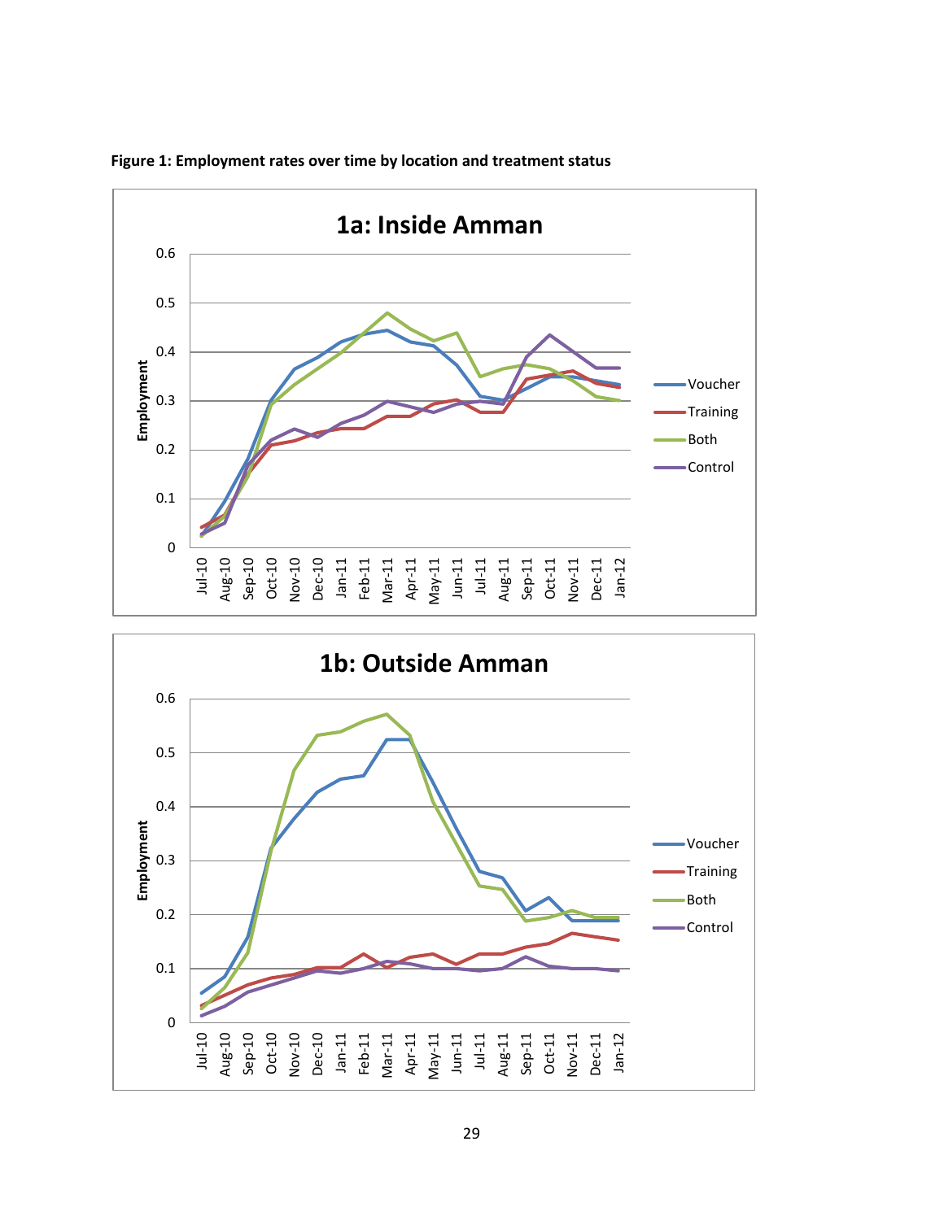**Figure 1: Employment rates over time by location and treatment status**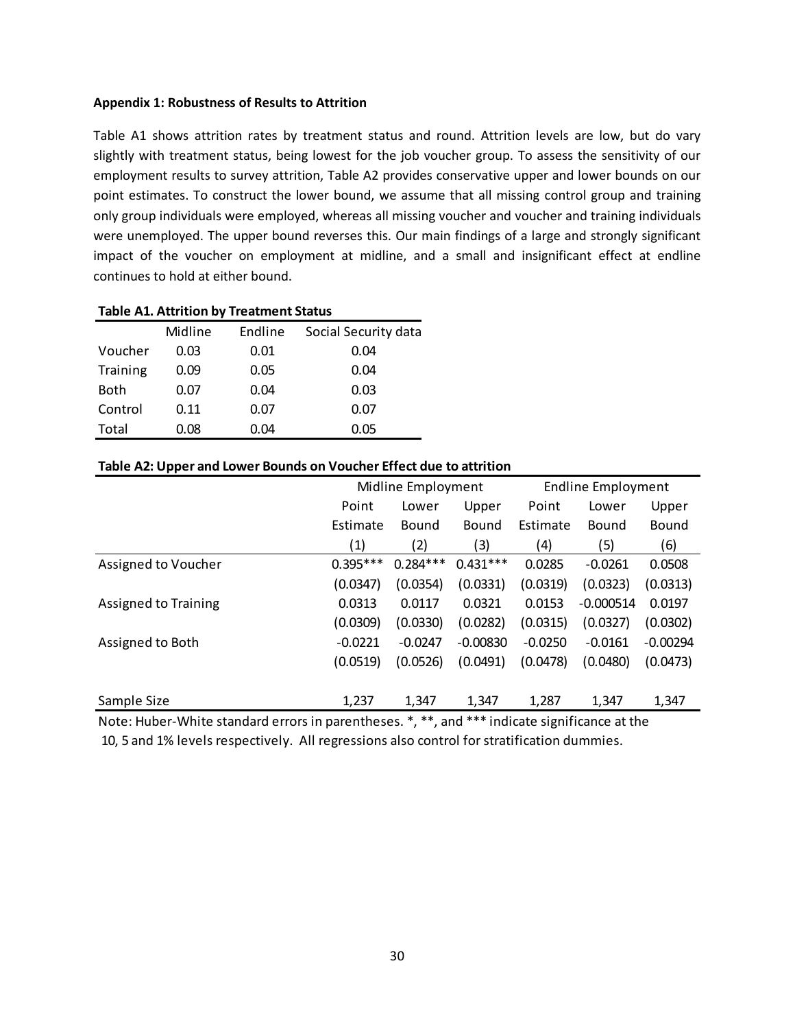**Appendix 1: Robustness of Results to Attrition**

Table A1 shows attrition rates by treatment status and round. Attrition levels are low, but do vary slightly with treatment status, being lowest for the job voucher group. To assess the sensitivity of our employment results to survey attrition, Table A2 provides conservative upper and lower bounds on our point estimates. To construct the lower bound, we assume that all missing control group and training only group individuals were employed, whereas all missing voucher and voucher and training individuals were unemployed. The upper bound reverses this. Our main findings of a large and strongly significant impact of the voucher on employment at midline, and a small and insignificant effect at endline continues to hold at either bound.

**Table A1. Attrition by Treatment Status**

| | Midline | Endline | Social Security data |
|---|---|---|---|
| Voucher | 0.03 | 0.01 | 0.04 |
| Training | 0.09 | 0.05 | 0.04 |
| Both | 0.07 | 0.04 | 0.03 |
| Control | 0.11 | 0.07 | 0.07 |
| Total | 0.08 | 0.04 | 0.05 |

**Table A2: Upper and Lower Bounds on Voucher Effect due to attrition**

| | Midline Employment | | | Endline Employment | | |
|---|---|---|---|---|---|---|
| | Point Estimate | Lower Bound | Upper Bound | Point Estimate | Lower Bound | Upper Bound |
| | (1) | (2) | (3) | (4) | (5) | (6) |
| Assigned to Voucher | 0.395*** | 0.284*** | 0.431*** | 0.0285 | -0.0261 | 0.0508 |
| | (0.0347) | (0.0354) | (0.0331) | (0.0319) | (0.0323) | (0.0313) |
| Assigned to Training | 0.0313 | 0.0117 | 0.0321 | 0.0153 | -0.000514 | 0.0197 |
| | (0.0309) | (0.0330) | (0.0282) | (0.0315) | (0.0327) | (0.0302) |
| Assigned to Both | -0.0221 | -0.0247 | -0.00830 | -0.0250 | -0.0161 | -0.00294 |
| | (0.0519) | (0.0526) | (0.0491) | (0.0478) | (0.0480) | (0.0473) |
| Sample Size | 1,237 | 1,347 | 1,347 | 1,287 | 1,347 | 1,347 |

Note: Huber-White standard errors in parentheses. *, **, and *** indicate significance at the 10, 5 and 1% levels respectively. All regressions also control for stratification dummies.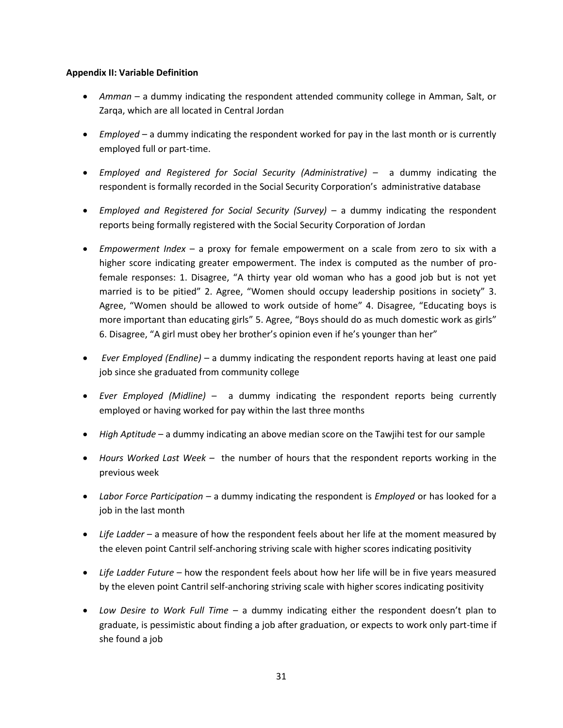**Appendix II: Variable Definition**

- *Amman* – a dummy indicating the respondent attended community college in Amman, Salt, or Zarqa, which are all located in Central Jordan
- *Employed* – a dummy indicating the respondent worked for pay in the last month or is currently employed full or part-time.
- *Employed and Registered for Social Security (Administrative)* – a dummy indicating the respondent is formally recorded in the Social Security Corporation's administrative database
- *Employed and Registered for Social Security (Survey)* – a dummy indicating the respondent reports being formally registered with the Social Security Corporation of Jordan
- *Empowerment Index* – a proxy for female empowerment on a scale from zero to six with a higher score indicating greater empowerment. The index is computed as the number of pro-female responses: 1. Disagree, "A thirty year old woman who has a good job but is not yet married is to be pitied" 2. Agree, "Women should occupy leadership positions in society" 3. Agree, "Women should be allowed to work outside of home" 4. Disagree, "Educating boys is more important than educating girls" 5. Agree, "Boys should do as much domestic work as girls" 6. Disagree, "A girl must obey her brother's opinion even if he's younger than her"
- *Ever Employed (Endline)* – a dummy indicating the respondent reports having at least one paid job since she graduated from community college
- *Ever Employed (Midline)* – a dummy indicating the respondent reports being currently employed or having worked for pay within the last three months
- *High Aptitude* – a dummy indicating an above median score on the Tawjihi test for our sample
- *Hours Worked Last Week* – the number of hours that the respondent reports working in the previous week
- *Labor Force Participation* – a dummy indicating the respondent is *Employed* or has looked for a job in the last month
- *Life Ladder* – a measure of how the respondent feels about her life at the moment measured by the eleven point Cantril self-anchoring striving scale with higher scores indicating positivity
- *Life Ladder Future* – how the respondent feels about how her life will be in five years measured by the eleven point Cantril self-anchoring striving scale with higher scores indicating positivity
- *Low Desire to Work Full Time* – a dummy indicating either the respondent doesn't plan to graduate, is pessimistic about finding a job after graduation, or expects to work only part-time if she found a job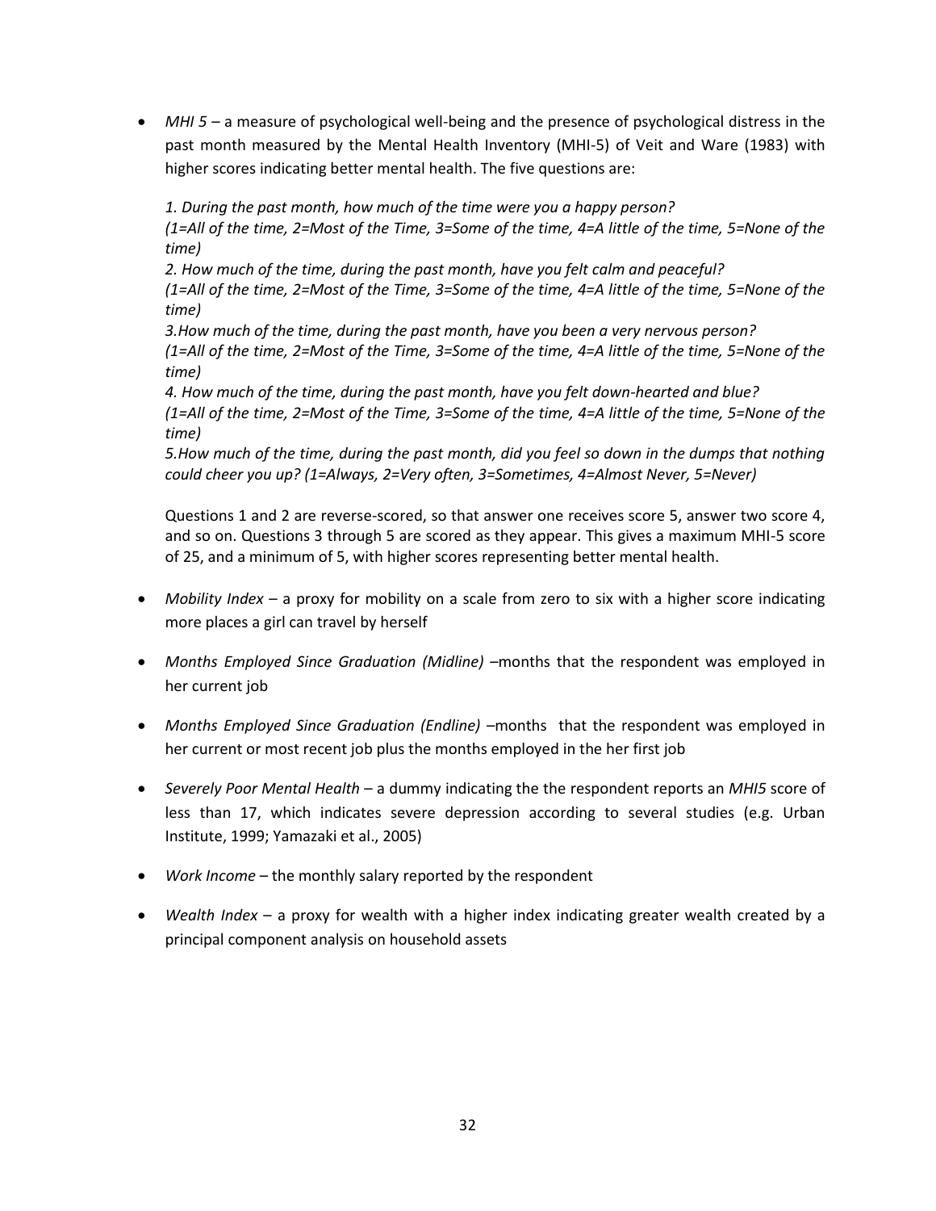- *MHI 5* – a measure of psychological well-being and the presence of psychological distress in the past month measured by the Mental Health Inventory (MHI-5) of Veit and Ware (1983) with higher scores indicating better mental health. The five questions are:

  *1. During the past month, how much of the time were you a happy person?*
  *(1=All of the time, 2=Most of the Time, 3=Some of the time, 4=A little of the time, 5=None of the time)*
  *2. How much of the time, during the past month, have you felt calm and peaceful?*
  *(1=All of the time, 2=Most of the Time, 3=Some of the time, 4=A little of the time, 5=None of the time)*
  *3.How much of the time, during the past month, have you been a very nervous person?*
  *(1=All of the time, 2=Most of the Time, 3=Some of the time, 4=A little of the time, 5=None of the time)*
  *4. How much of the time, during the past month, have you felt down-hearted and blue?*
  *(1=All of the time, 2=Most of the Time, 3=Some of the time, 4=A little of the time, 5=None of the time)*
  *5.How much of the time, during the past month, did you feel so down in the dumps that nothing could cheer you up? (1=Always, 2=Very often, 3=Sometimes, 4=Almost Never, 5=Never)*

  Questions 1 and 2 are reverse-scored, so that answer one receives score 5, answer two score 4, and so on. Questions 3 through 5 are scored as they appear. This gives a maximum MHI-5 score of 25, and a minimum of 5, with higher scores representing better mental health.

- *Mobility Index* – a proxy for mobility on a scale from zero to six with a higher score indicating more places a girl can travel by herself

- *Months Employed Since Graduation (Midline)* –months that the respondent was employed in her current job

- *Months Employed Since Graduation (Endline)* –months that the respondent was employed in her current or most recent job plus the months employed in the her first job

- *Severely Poor Mental Health* – a dummy indicating the the respondent reports an *MHI5* score of less than 17, which indicates severe depression according to several studies (e.g. Urban Institute, 1999; Yamazaki et al., 2005)

- *Work Income* – the monthly salary reported by the respondent

- *Wealth Index* – a proxy for wealth with a higher index indicating greater wealth created by a principal component analysis on household assets